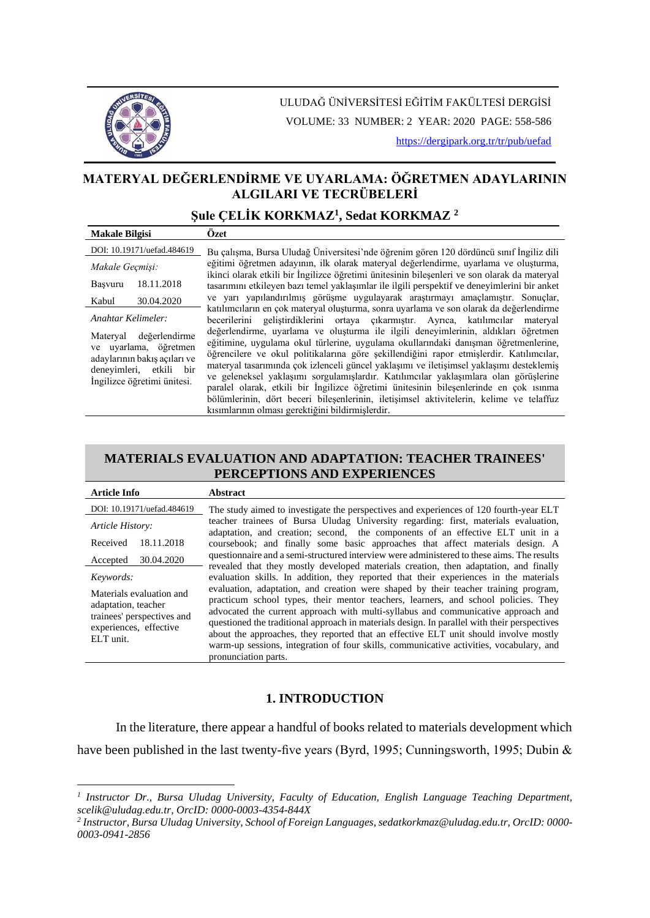# MATERYAL DEĞERLENDİRME VE UYARLAMA: ÖĞRETMEN ADAYLARININ ALGILARI VE TECRÜBELERİ

## Şule ÇELİK KORKMAZ[1], Sedat KORKMAZ[2]

| Makale Bilgisi | Özet |
|---|---|
| DOI: 10.19171/uefad.484619 | Bu çalışma, Bursa Uludağ Üniversitesi'nde öğrenim gören 120 dördüncü sınıf İngiliz dili eğitimi öğretmen adayının, ilk olarak materyal değerlendirme, uyarlama ve oluşturma, ikinci olarak etkili bir İngilizce öğretimi ünitesinin bileşenleri ve son olarak da materyal tasarımını etkileyen bazı temel yaklaşımlar ile ilgili perspektif ve deneyimlerini bir anket ve yarı yapılandırılmış görüşme uygulayarak araştırmayı amaçlamıştır. Sonuçlar, katılımcıların en çok materyal oluşturma, sonra uyarlama ve son olarak da değerlendirme becerilerini geliştirdiklerini ortaya çıkarmıştır. Ayrıca, katılımcılar materyal değerlendirme, uyarlama ve oluşturma ile ilgili deneyimlerinin, aldıkları öğretmen eğitimine, uygulama okul türlerine, uygulama okullarındaki danışman öğretmenlerine, öğrencilere ve okul politikalarına göre şekillendiğini rapor etmişlerdir. Katılımcılar, materyal tasarımında çok izlenceli güncel yaklaşımı ve iletişimsel yaklaşımı desteklemiş ve geleneksel yaklaşımı sorgulamışlardır. Katılımcılar yaklaşımlara olan görüşlerine paralel olarak, etkili bir İngilizce öğretimi ünitesinin bileşenlerinde en çok ısınma bölümlerinin, dört beceri bileşenlerinin, iletişimsel aktivitelerin, kelime ve telaffuz kısımlarının olması gerektiğini bildirmişlerdir. |
| *Makale Geçmişi:* | |
| Başvuru 18.11.2018 | |
| Kabul 30.04.2020 | |
| *Anahtar Kelimeler:* | |
| Materyal değerlendirme ve uyarlama, öğretmen adaylarının bakış açıları ve deneyimleri, etkili bir İngilizce öğretimi ünitesi. | |

# MATERIALS EVALUATION AND ADAPTATION: TEACHER TRAINEES' PERCEPTIONS AND EXPERIENCES

| Article Info | Abstract |
|---|---|
| DOI: 10.19171/uefad.484619 | The study aimed to investigate the perspectives and experiences of 120 fourth-year ELT teacher trainees of Bursa Uludag University regarding: first, materials evaluation, adaptation, and creation; second, the components of an effective ELT unit in a coursebook; and finally some basic approaches that affect materials design. A questionnaire and a semi-structured interview were administered to these aims. The results revealed that they mostly developed materials creation, then adaptation, and finally evaluation skills. In addition, they reported that their experiences in the materials evaluation, adaptation, and creation were shaped by their teacher training program, practicum school types, their mentor teachers, learners, and school policies. They advocated the current approach with multi-syllabus and communicative approach and questioned the traditional approach in materials design. In parallel with their perspectives about the approaches, they reported that an effective ELT unit should involve mostly warm-up sessions, integration of four skills, communicative activities, vocabulary, and pronunciation parts. |
| *Article History:* | |
| Received 18.11.2018 | |
| Accepted 30.04.2020 | |
| *Keywords:* | |
| Materials evaluation and adaptation, teacher trainees' perspectives and experiences, effective ELT unit. | |

## 1. INTRODUCTION

In the literature, there appear a handful of books related to materials development which have been published in the last twenty-five years (Byrd, 1995; Cunningsworth, 1995; Dubin &

---

[1] *Instructor Dr., Bursa Uludag University, Faculty of Education, English Language Teaching Department, scelik@uludag.edu.tr, OrcID: 0000-0003-4354-844X*

[2] *Instructor, Bursa Uludag University, School of Foreign Languages, sedatkorkmaz@uludag.edu.tr, OrcID: 0000-0003-0941-2856*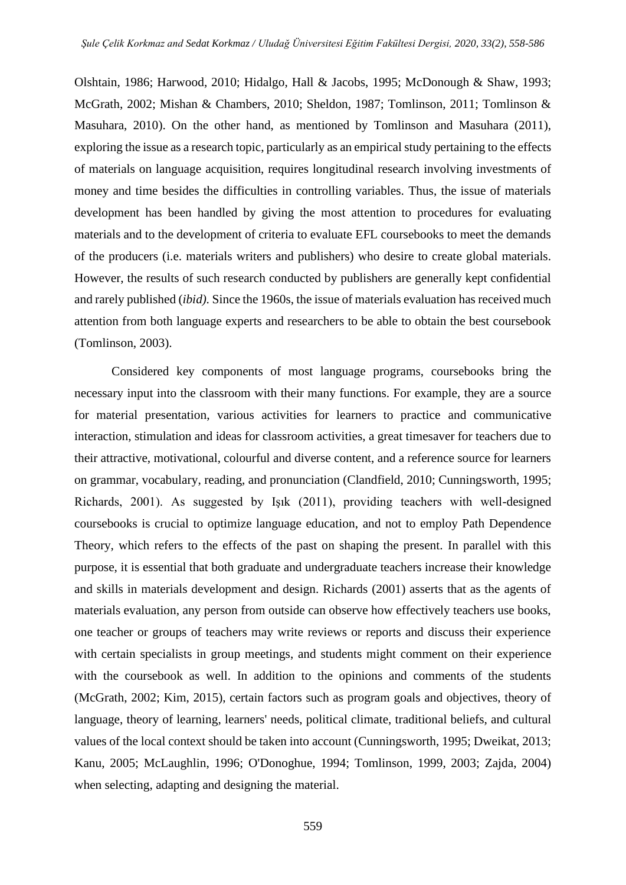Olshtain, 1986; Harwood, 2010; Hidalgo, Hall & Jacobs, 1995; McDonough & Shaw, 1993; McGrath, 2002; Mishan & Chambers, 2010; Sheldon, 1987; Tomlinson, 2011; Tomlinson & Masuhara, 2010). On the other hand, as mentioned by Tomlinson and Masuhara (2011), exploring the issue as a research topic, particularly as an empirical study pertaining to the effects of materials on language acquisition, requires longitudinal research involving investments of money and time besides the difficulties in controlling variables. Thus, the issue of materials development has been handled by giving the most attention to procedures for evaluating materials and to the development of criteria to evaluate EFL coursebooks to meet the demands of the producers (i.e. materials writers and publishers) who desire to create global materials. However, the results of such research conducted by publishers are generally kept confidential and rarely published (*ibid).* Since the 1960s, the issue of materials evaluation has received much attention from both language experts and researchers to be able to obtain the best coursebook (Tomlinson, 2003).

Considered key components of most language programs, coursebooks bring the necessary input into the classroom with their many functions. For example, they are a source for material presentation, various activities for learners to practice and communicative interaction, stimulation and ideas for classroom activities, a great timesaver for teachers due to their attractive, motivational, colourful and diverse content, and a reference source for learners on grammar, vocabulary, reading, and pronunciation (Clandfield, 2010; Cunningsworth, 1995; Richards, 2001). As suggested by Işık (2011), providing teachers with well-designed coursebooks is crucial to optimize language education, and not to employ Path Dependence Theory, which refers to the effects of the past on shaping the present. In parallel with this purpose, it is essential that both graduate and undergraduate teachers increase their knowledge and skills in materials development and design. Richards (2001) asserts that as the agents of materials evaluation, any person from outside can observe how effectively teachers use books, one teacher or groups of teachers may write reviews or reports and discuss their experience with certain specialists in group meetings, and students might comment on their experience with the coursebook as well. In addition to the opinions and comments of the students (McGrath, 2002; Kim, 2015), certain factors such as program goals and objectives, theory of language, theory of learning, learners' needs, political climate, traditional beliefs, and cultural values of the local context should be taken into account (Cunningsworth, 1995; Dweikat, 2013; Kanu, 2005; McLaughlin, 1996; O'Donoghue, 1994; Tomlinson, 1999, 2003; Zajda, 2004) when selecting, adapting and designing the material.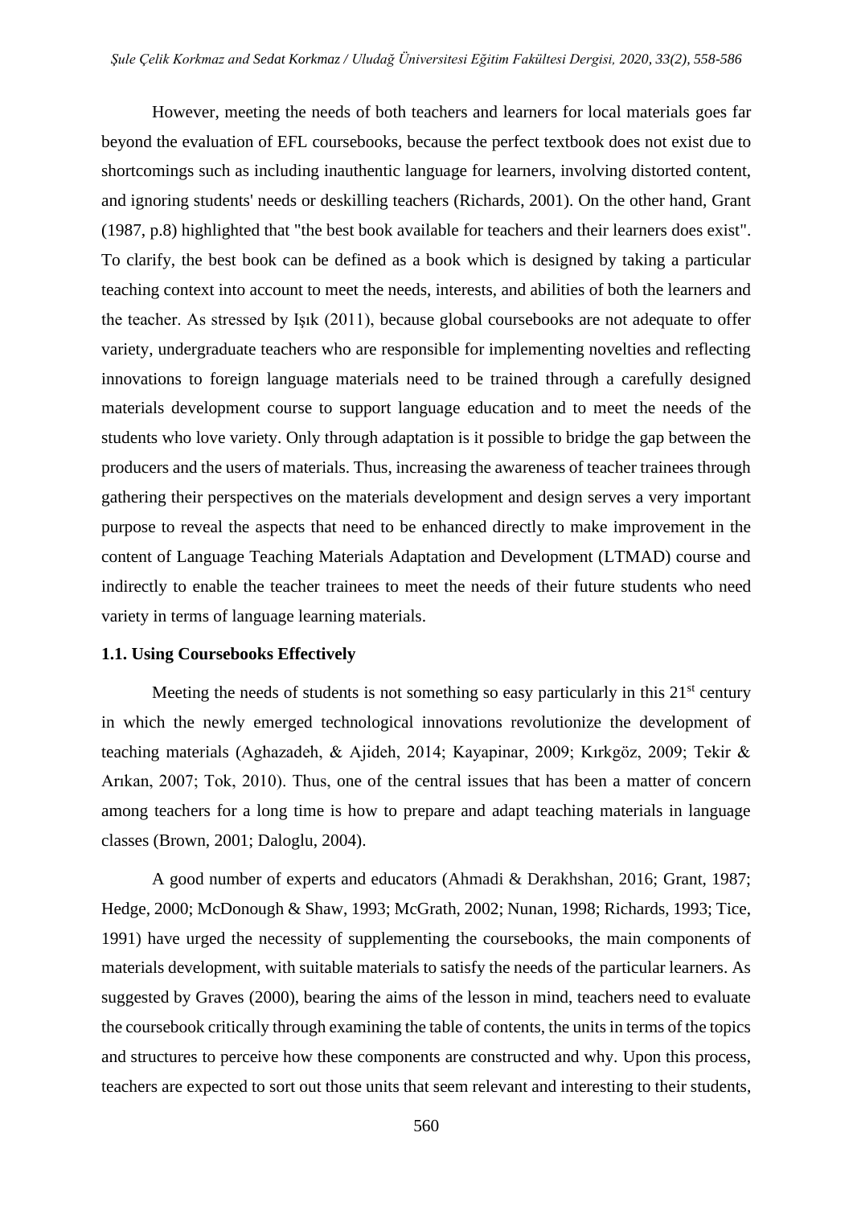However, meeting the needs of both teachers and learners for local materials goes far beyond the evaluation of EFL coursebooks, because the perfect textbook does not exist due to shortcomings such as including inauthentic language for learners, involving distorted content, and ignoring students' needs or deskilling teachers (Richards, 2001). On the other hand, Grant (1987, p.8) highlighted that "the best book available for teachers and their learners does exist". To clarify, the best book can be defined as a book which is designed by taking a particular teaching context into account to meet the needs, interests, and abilities of both the learners and the teacher. As stressed by Işık (2011), because global coursebooks are not adequate to offer variety, undergraduate teachers who are responsible for implementing novelties and reflecting innovations to foreign language materials need to be trained through a carefully designed materials development course to support language education and to meet the needs of the students who love variety. Only through adaptation is it possible to bridge the gap between the producers and the users of materials. Thus, increasing the awareness of teacher trainees through gathering their perspectives on the materials development and design serves a very important purpose to reveal the aspects that need to be enhanced directly to make improvement in the content of Language Teaching Materials Adaptation and Development (LTMAD) course and indirectly to enable the teacher trainees to meet the needs of their future students who need variety in terms of language learning materials.

### 1.1. Using Coursebooks Effectively

Meeting the needs of students is not something so easy particularly in this 21st century in which the newly emerged technological innovations revolutionize the development of teaching materials (Aghazadeh, & Ajideh, 2014; Kayapinar, 2009; Kırkgöz, 2009; Tekir & Arıkan, 2007; Tok, 2010). Thus, one of the central issues that has been a matter of concern among teachers for a long time is how to prepare and adapt teaching materials in language classes (Brown, 2001; Daloglu, 2004).

A good number of experts and educators (Ahmadi & Derakhshan, 2016; Grant, 1987; Hedge, 2000; McDonough & Shaw, 1993; McGrath, 2002; Nunan, 1998; Richards, 1993; Tice, 1991) have urged the necessity of supplementing the coursebooks, the main components of materials development, with suitable materials to satisfy the needs of the particular learners. As suggested by Graves (2000), bearing the aims of the lesson in mind, teachers need to evaluate the coursebook critically through examining the table of contents, the units in terms of the topics and structures to perceive how these components are constructed and why. Upon this process, teachers are expected to sort out those units that seem relevant and interesting to their students,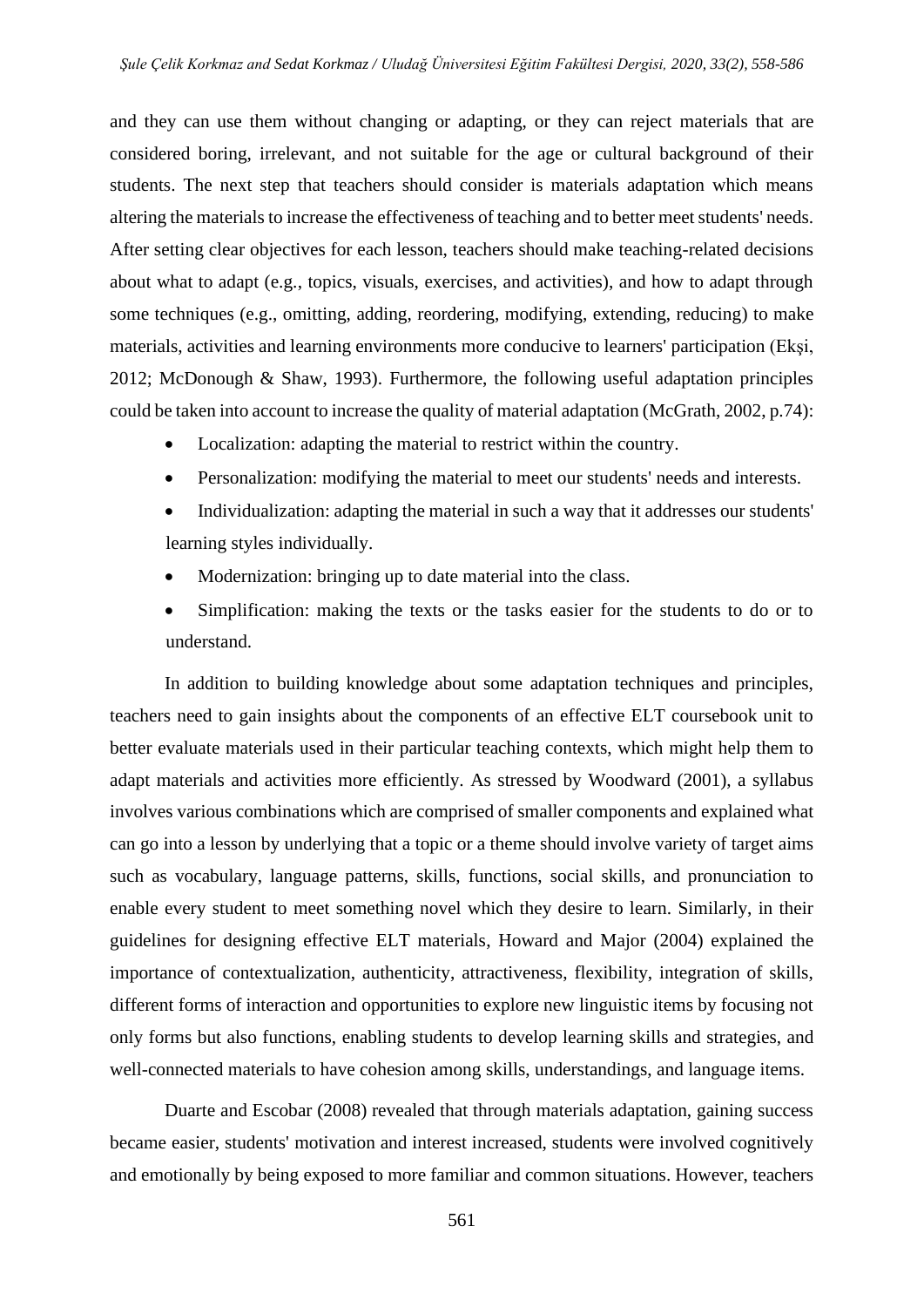and they can use them without changing or adapting, or they can reject materials that are considered boring, irrelevant, and not suitable for the age or cultural background of their students. The next step that teachers should consider is materials adaptation which means altering the materials to increase the effectiveness of teaching and to better meet students' needs. After setting clear objectives for each lesson, teachers should make teaching-related decisions about what to adapt (e.g., topics, visuals, exercises, and activities), and how to adapt through some techniques (e.g., omitting, adding, reordering, modifying, extending, reducing) to make materials, activities and learning environments more conducive to learners' participation (Ekşi, 2012; McDonough & Shaw, 1993). Furthermore, the following useful adaptation principles could be taken into account to increase the quality of material adaptation (McGrath, 2002, p.74):

- Localization: adapting the material to restrict within the country.
- Personalization: modifying the material to meet our students' needs and interests.
- Individualization: adapting the material in such a way that it addresses our students' learning styles individually.
- Modernization: bringing up to date material into the class.
- Simplification: making the texts or the tasks easier for the students to do or to understand.

In addition to building knowledge about some adaptation techniques and principles, teachers need to gain insights about the components of an effective ELT coursebook unit to better evaluate materials used in their particular teaching contexts, which might help them to adapt materials and activities more efficiently. As stressed by Woodward (2001), a syllabus involves various combinations which are comprised of smaller components and explained what can go into a lesson by underlying that a topic or a theme should involve variety of target aims such as vocabulary, language patterns, skills, functions, social skills, and pronunciation to enable every student to meet something novel which they desire to learn. Similarly, in their guidelines for designing effective ELT materials, Howard and Major (2004) explained the importance of contextualization, authenticity, attractiveness, flexibility, integration of skills, different forms of interaction and opportunities to explore new linguistic items by focusing not only forms but also functions, enabling students to develop learning skills and strategies, and well-connected materials to have cohesion among skills, understandings, and language items.

Duarte and Escobar (2008) revealed that through materials adaptation, gaining success became easier, students' motivation and interest increased, students were involved cognitively and emotionally by being exposed to more familiar and common situations. However, teachers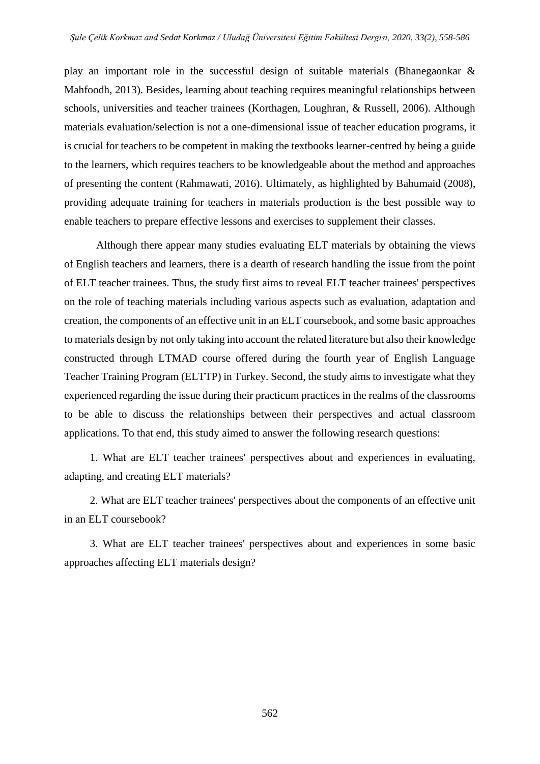play an important role in the successful design of suitable materials (Bhanegaonkar & Mahfoodh, 2013). Besides, learning about teaching requires meaningful relationships between schools, universities and teacher trainees (Korthagen, Loughran, & Russell, 2006). Although materials evaluation/selection is not a one-dimensional issue of teacher education programs, it is crucial for teachers to be competent in making the textbooks learner-centred by being a guide to the learners, which requires teachers to be knowledgeable about the method and approaches of presenting the content (Rahmawati, 2016). Ultimately, as highlighted by Bahumaid (2008), providing adequate training for teachers in materials production is the best possible way to enable teachers to prepare effective lessons and exercises to supplement their classes.

Although there appear many studies evaluating ELT materials by obtaining the views of English teachers and learners, there is a dearth of research handling the issue from the point of ELT teacher trainees. Thus, the study first aims to reveal ELT teacher trainees' perspectives on the role of teaching materials including various aspects such as evaluation, adaptation and creation, the components of an effective unit in an ELT coursebook, and some basic approaches to materials design by not only taking into account the related literature but also their knowledge constructed through LTMAD course offered during the fourth year of English Language Teacher Training Program (ELTTP) in Turkey. Second, the study aims to investigate what they experienced regarding the issue during their practicum practices in the realms of the classrooms to be able to discuss the relationships between their perspectives and actual classroom applications. To that end, this study aimed to answer the following research questions:

1. What are ELT teacher trainees' perspectives about and experiences in evaluating, adapting, and creating ELT materials?

2. What are ELT teacher trainees' perspectives about the components of an effective unit in an ELT coursebook?

3. What are ELT teacher trainees' perspectives about and experiences in some basic approaches affecting ELT materials design?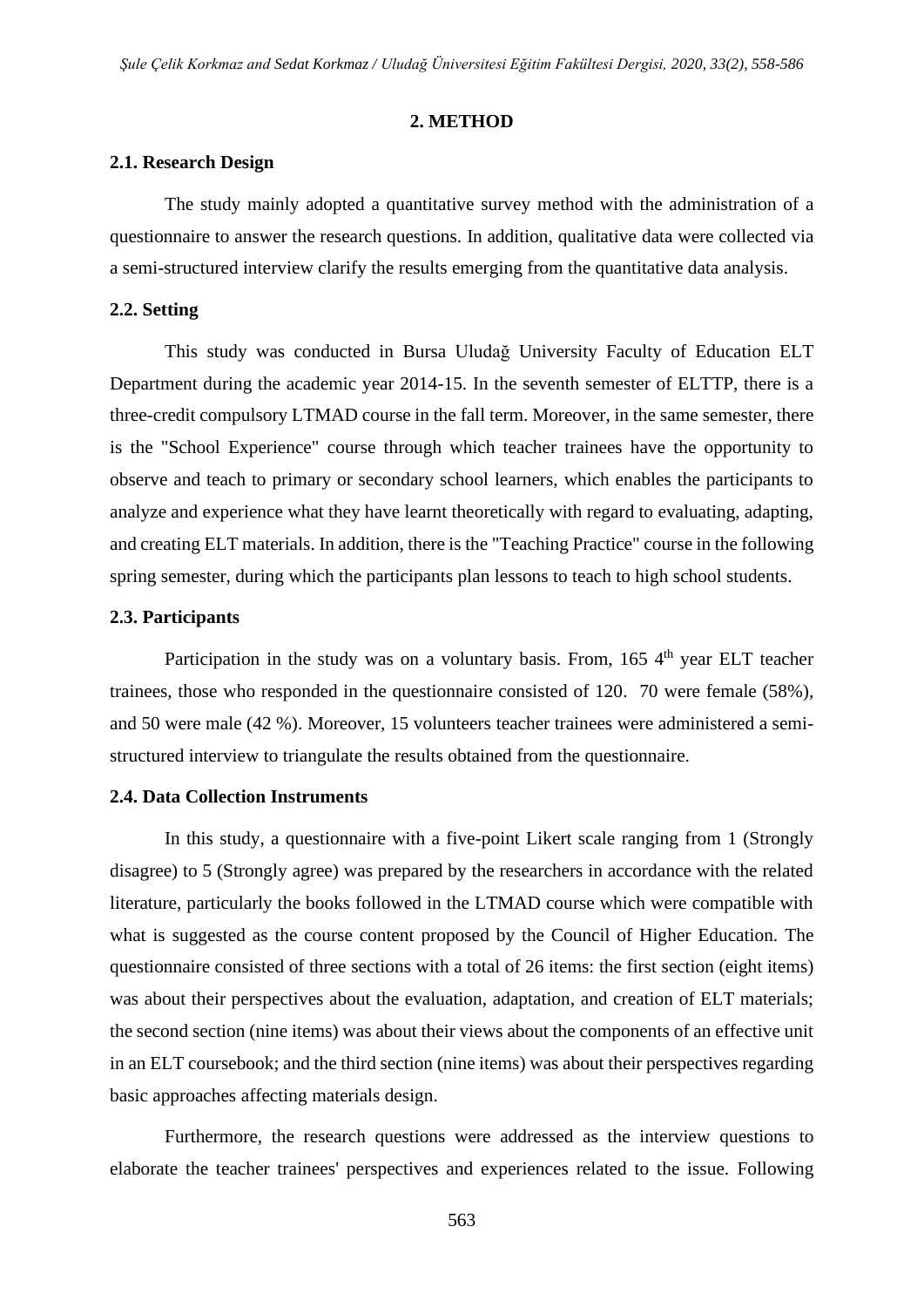## 2. METHOD

### 2.1. Research Design

The study mainly adopted a quantitative survey method with the administration of a questionnaire to answer the research questions. In addition, qualitative data were collected via a semi-structured interview clarify the results emerging from the quantitative data analysis.

### 2.2. Setting

This study was conducted in Bursa Uludağ University Faculty of Education ELT Department during the academic year 2014-15. In the seventh semester of ELTTP, there is a three-credit compulsory LTMAD course in the fall term. Moreover, in the same semester, there is the "School Experience" course through which teacher trainees have the opportunity to observe and teach to primary or secondary school learners, which enables the participants to analyze and experience what they have learnt theoretically with regard to evaluating, adapting, and creating ELT materials. In addition, there is the "Teaching Practice" course in the following spring semester, during which the participants plan lessons to teach to high school students.

### 2.3. Participants

Participation in the study was on a voluntary basis. From, 165 4th year ELT teacher trainees, those who responded in the questionnaire consisted of 120. 70 were female (58%), and 50 were male (42 %). Moreover, 15 volunteers teacher trainees were administered a semi-structured interview to triangulate the results obtained from the questionnaire.

### 2.4. Data Collection Instruments

In this study, a questionnaire with a five-point Likert scale ranging from 1 (Strongly disagree) to 5 (Strongly agree) was prepared by the researchers in accordance with the related literature, particularly the books followed in the LTMAD course which were compatible with what is suggested as the course content proposed by the Council of Higher Education. The questionnaire consisted of three sections with a total of 26 items: the first section (eight items) was about their perspectives about the evaluation, adaptation, and creation of ELT materials; the second section (nine items) was about their views about the components of an effective unit in an ELT coursebook; and the third section (nine items) was about their perspectives regarding basic approaches affecting materials design.

Furthermore, the research questions were addressed as the interview questions to elaborate the teacher trainees' perspectives and experiences related to the issue. Following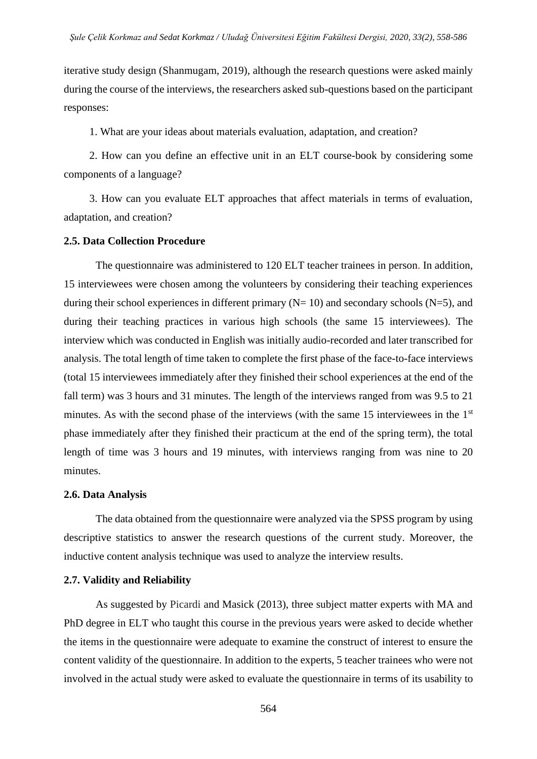iterative study design (Shanmugam, 2019), although the research questions were asked mainly during the course of the interviews, the researchers asked sub-questions based on the participant responses:

1. What are your ideas about materials evaluation, adaptation, and creation?

2. How can you define an effective unit in an ELT course-book by considering some components of a language?

3. How can you evaluate ELT approaches that affect materials in terms of evaluation, adaptation, and creation?

### 2.5. Data Collection Procedure

The questionnaire was administered to 120 ELT teacher trainees in person. In addition, 15 interviewees were chosen among the volunteers by considering their teaching experiences during their school experiences in different primary (N= 10) and secondary schools (N=5), and during their teaching practices in various high schools (the same 15 interviewees). The interview which was conducted in English was initially audio-recorded and later transcribed for analysis. The total length of time taken to complete the first phase of the face-to-face interviews (total 15 interviewees immediately after they finished their school experiences at the end of the fall term) was 3 hours and 31 minutes. The length of the interviews ranged from was 9.5 to 21 minutes. As with the second phase of the interviews (with the same 15 interviewees in the 1st phase immediately after they finished their practicum at the end of the spring term), the total length of time was 3 hours and 19 minutes, with interviews ranging from was nine to 20 minutes.

### 2.6. Data Analysis

The data obtained from the questionnaire were analyzed via the SPSS program by using descriptive statistics to answer the research questions of the current study. Moreover, the inductive content analysis technique was used to analyze the interview results.

### 2.7. Validity and Reliability

As suggested by Picardi and Masick (2013), three subject matter experts with MA and PhD degree in ELT who taught this course in the previous years were asked to decide whether the items in the questionnaire were adequate to examine the construct of interest to ensure the content validity of the questionnaire. In addition to the experts, 5 teacher trainees who were not involved in the actual study were asked to evaluate the questionnaire in terms of its usability to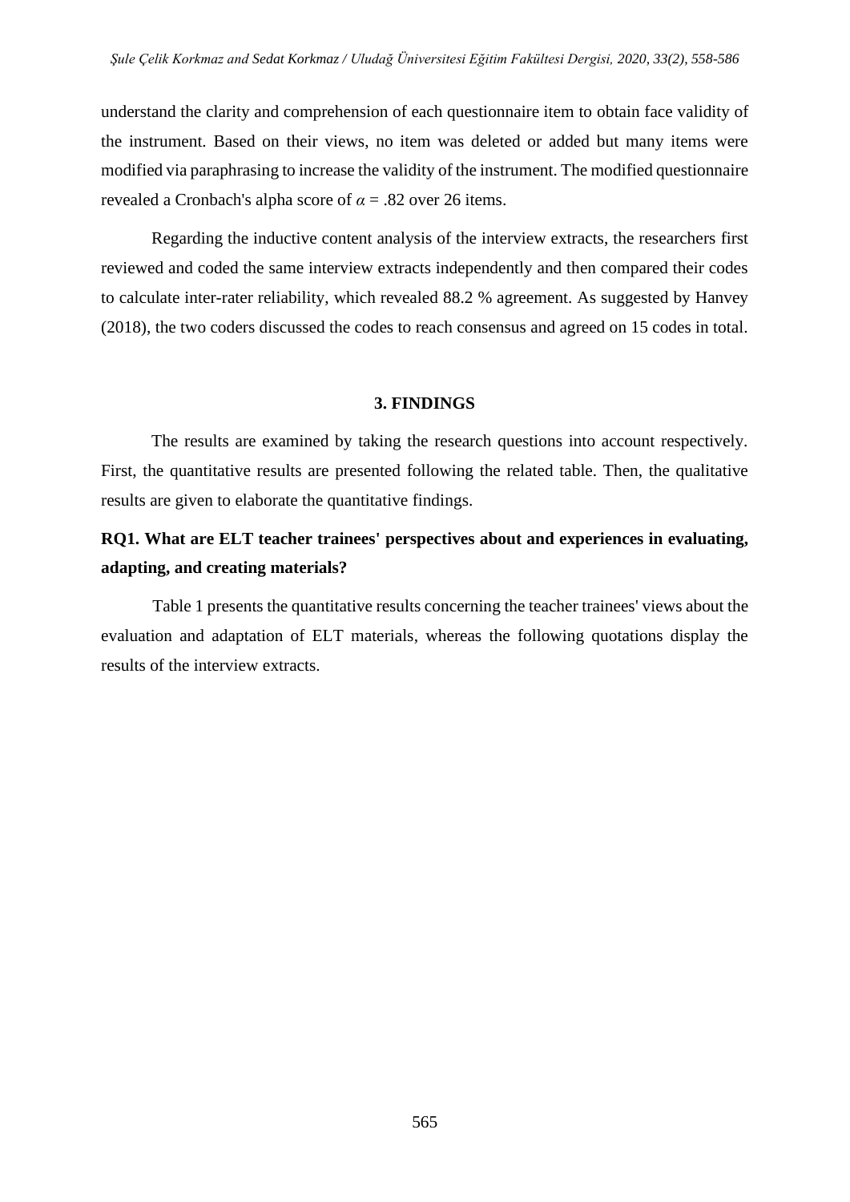understand the clarity and comprehension of each questionnaire item to obtain face validity of the instrument. Based on their views, no item was deleted or added but many items were modified via paraphrasing to increase the validity of the instrument. The modified questionnaire revealed a Cronbach's alpha score of $\alpha = .82$ over 26 items.

Regarding the inductive content analysis of the interview extracts, the researchers first reviewed and coded the same interview extracts independently and then compared their codes to calculate inter-rater reliability, which revealed 88.2 % agreement. As suggested by Hanvey (2018), the two coders discussed the codes to reach consensus and agreed on 15 codes in total.

## 3. FINDINGS

The results are examined by taking the research questions into account respectively. First, the quantitative results are presented following the related table. Then, the qualitative results are given to elaborate the quantitative findings.

### RQ1. What are ELT teacher trainees' perspectives about and experiences in evaluating, adapting, and creating materials?

Table 1 presents the quantitative results concerning the teacher trainees' views about the evaluation and adaptation of ELT materials, whereas the following quotations display the results of the interview extracts.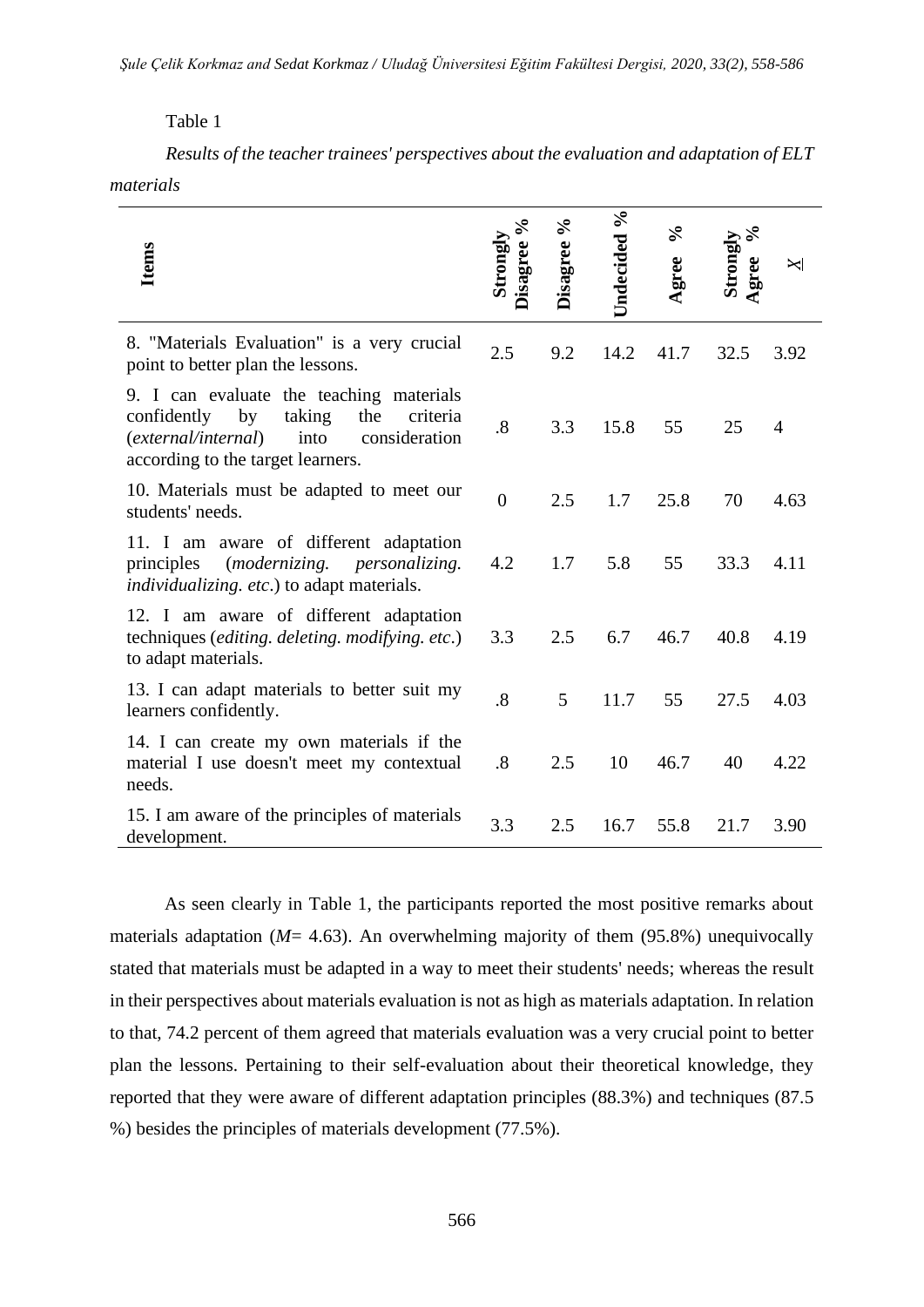Table 1

*Results of the teacher trainees' perspectives about the evaluation and adaptation of ELT materials*

| Items | Strongly Disagree % | Disagree % | Undecided % | Agree % | Strongly Agree % | $\underline{X}$ |
|---|---|---|---|---|---|---|
| 8. "Materials Evaluation" is a very crucial point to better plan the lessons. | 2.5 | 9.2 | 14.2 | 41.7 | 32.5 | 3.92 |
| 9. I can evaluate the teaching materials confidently by taking the criteria (*external/internal*) into consideration according to the target learners. | .8 | 3.3 | 15.8 | 55 | 25 | 4 |
| 10. Materials must be adapted to meet our students' needs. | 0 | 2.5 | 1.7 | 25.8 | 70 | 4.63 |
| 11. I am aware of different adaptation principles (*modernizing. personalizing. individualizing. etc*.) to adapt materials. | 4.2 | 1.7 | 5.8 | 55 | 33.3 | 4.11 |
| 12. I am aware of different adaptation techniques (*editing. deleting. modifying. etc*.) to adapt materials. | 3.3 | 2.5 | 6.7 | 46.7 | 40.8 | 4.19 |
| 13. I can adapt materials to better suit my learners confidently. | .8 | 5 | 11.7 | 55 | 27.5 | 4.03 |
| 14. I can create my own materials if the material I use doesn't meet my contextual needs. | .8 | 2.5 | 10 | 46.7 | 40 | 4.22 |
| 15. I am aware of the principles of materials development. | 3.3 | 2.5 | 16.7 | 55.8 | 21.7 | 3.90 |

As seen clearly in Table 1, the participants reported the most positive remarks about materials adaptation (*M*= 4.63). An overwhelming majority of them (95.8%) unequivocally stated that materials must be adapted in a way to meet their students' needs; whereas the result in their perspectives about materials evaluation is not as high as materials adaptation. In relation to that, 74.2 percent of them agreed that materials evaluation was a very crucial point to better plan the lessons. Pertaining to their self-evaluation about their theoretical knowledge, they reported that they were aware of different adaptation principles (88.3%) and techniques (87.5 %) besides the principles of materials development (77.5%).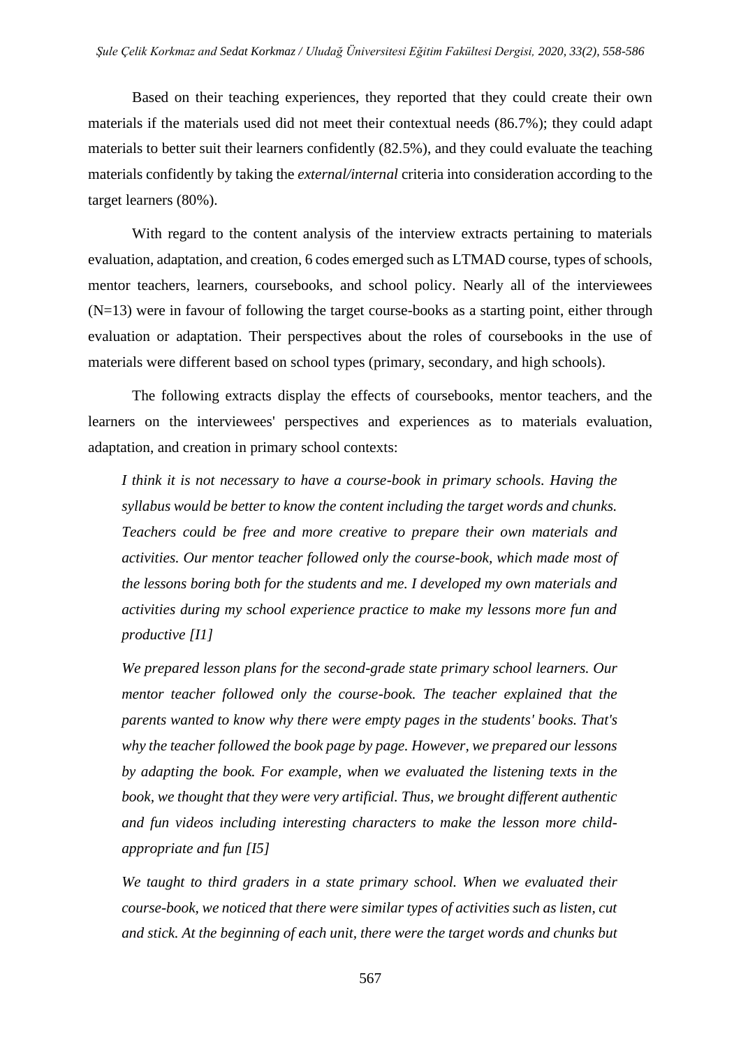Based on their teaching experiences, they reported that they could create their own materials if the materials used did not meet their contextual needs (86.7%); they could adapt materials to better suit their learners confidently (82.5%), and they could evaluate the teaching materials confidently by taking the *external/internal* criteria into consideration according to the target learners (80%).

With regard to the content analysis of the interview extracts pertaining to materials evaluation, adaptation, and creation, 6 codes emerged such as LTMAD course, types of schools, mentor teachers, learners, coursebooks, and school policy. Nearly all of the interviewees (N=13) were in favour of following the target course-books as a starting point, either through evaluation or adaptation. Their perspectives about the roles of coursebooks in the use of materials were different based on school types (primary, secondary, and high schools).

The following extracts display the effects of coursebooks, mentor teachers, and the learners on the interviewees' perspectives and experiences as to materials evaluation, adaptation, and creation in primary school contexts:

> *I think it is not necessary to have a course-book in primary schools. Having the syllabus would be better to know the content including the target words and chunks. Teachers could be free and more creative to prepare their own materials and activities. Our mentor teacher followed only the course-book, which made most of the lessons boring both for the students and me. I developed my own materials and activities during my school experience practice to make my lessons more fun and productive [I1]*

> *We prepared lesson plans for the second-grade state primary school learners. Our mentor teacher followed only the course-book. The teacher explained that the parents wanted to know why there were empty pages in the students' books. That's why the teacher followed the book page by page. However, we prepared our lessons by adapting the book. For example, when we evaluated the listening texts in the book, we thought that they were very artificial. Thus, we brought different authentic and fun videos including interesting characters to make the lesson more child-appropriate and fun [I5]*

> *We taught to third graders in a state primary school. When we evaluated their course-book, we noticed that there were similar types of activities such as listen, cut and stick. At the beginning of each unit, there were the target words and chunks but*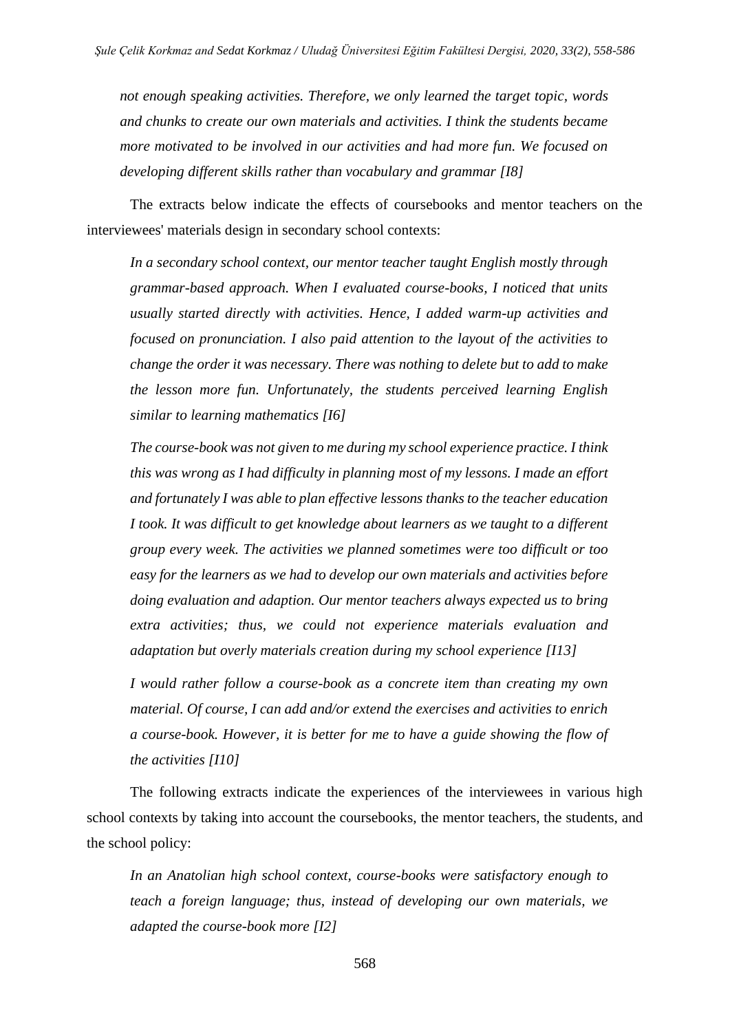*not enough speaking activities. Therefore, we only learned the target topic, words and chunks to create our own materials and activities. I think the students became more motivated to be involved in our activities and had more fun. We focused on developing different skills rather than vocabulary and grammar [I8]*

The extracts below indicate the effects of coursebooks and mentor teachers on the interviewees' materials design in secondary school contexts:

> *In a secondary school context, our mentor teacher taught English mostly through grammar-based approach. When I evaluated course-books, I noticed that units usually started directly with activities. Hence, I added warm-up activities and focused on pronunciation. I also paid attention to the layout of the activities to change the order it was necessary. There was nothing to delete but to add to make the lesson more fun. Unfortunately, the students perceived learning English similar to learning mathematics [I6]*
>
> *The course-book was not given to me during my school experience practice. I think this was wrong as I had difficulty in planning most of my lessons. I made an effort and fortunately I was able to plan effective lessons thanks to the teacher education I took. It was difficult to get knowledge about learners as we taught to a different group every week. The activities we planned sometimes were too difficult or too easy for the learners as we had to develop our own materials and activities before doing evaluation and adaption. Our mentor teachers always expected us to bring extra activities; thus, we could not experience materials evaluation and adaptation but overly materials creation during my school experience [I13]*
>
> *I would rather follow a course-book as a concrete item than creating my own material. Of course, I can add and/or extend the exercises and activities to enrich a course-book. However, it is better for me to have a guide showing the flow of the activities [I10]*

The following extracts indicate the experiences of the interviewees in various high school contexts by taking into account the coursebooks, the mentor teachers, the students, and the school policy:

> *In an Anatolian high school context, course-books were satisfactory enough to teach a foreign language; thus, instead of developing our own materials, we adapted the course-book more [I2]*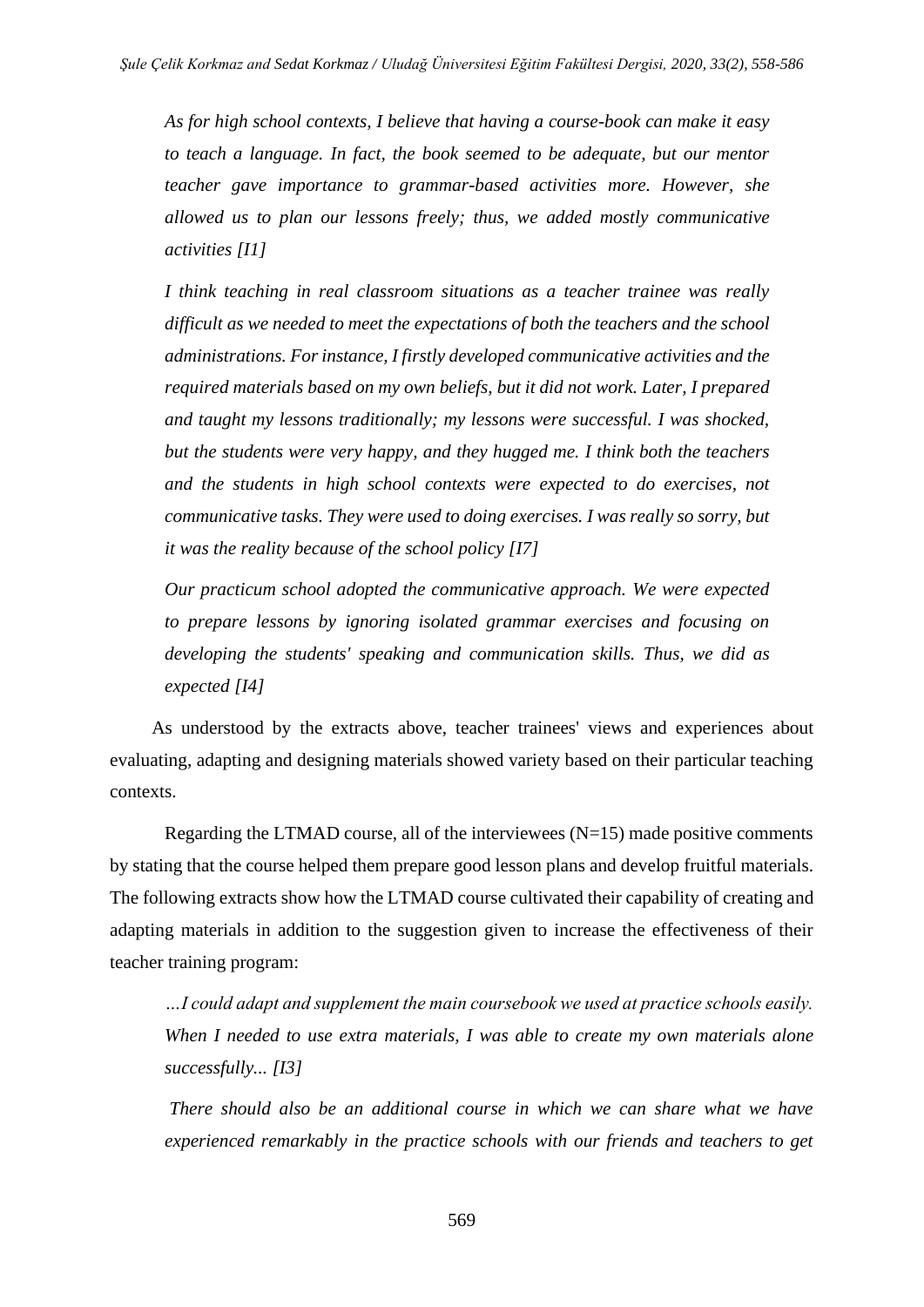*As for high school contexts, I believe that having a course-book can make it easy to teach a language. In fact, the book seemed to be adequate, but our mentor teacher gave importance to grammar-based activities more. However, she allowed us to plan our lessons freely; thus, we added mostly communicative activities [I1]*

*I think teaching in real classroom situations as a teacher trainee was really difficult as we needed to meet the expectations of both the teachers and the school administrations. For instance, I firstly developed communicative activities and the required materials based on my own beliefs, but it did not work. Later, I prepared and taught my lessons traditionally; my lessons were successful. I was shocked, but the students were very happy, and they hugged me. I think both the teachers and the students in high school contexts were expected to do exercises, not communicative tasks. They were used to doing exercises. I was really so sorry, but it was the reality because of the school policy [I7]*

*Our practicum school adopted the communicative approach. We were expected to prepare lessons by ignoring isolated grammar exercises and focusing on developing the students' speaking and communication skills. Thus, we did as expected [I4]*

As understood by the extracts above, teacher trainees' views and experiences about evaluating, adapting and designing materials showed variety based on their particular teaching contexts.

Regarding the LTMAD course, all of the interviewees (N=15) made positive comments by stating that the course helped them prepare good lesson plans and develop fruitful materials. The following extracts show how the LTMAD course cultivated their capability of creating and adapting materials in addition to the suggestion given to increase the effectiveness of their teacher training program:

*…I could adapt and supplement the main coursebook we used at practice schools easily. When I needed to use extra materials, I was able to create my own materials alone successfully... [I3]*

*There should also be an additional course in which we can share what we have experienced remarkably in the practice schools with our friends and teachers to get*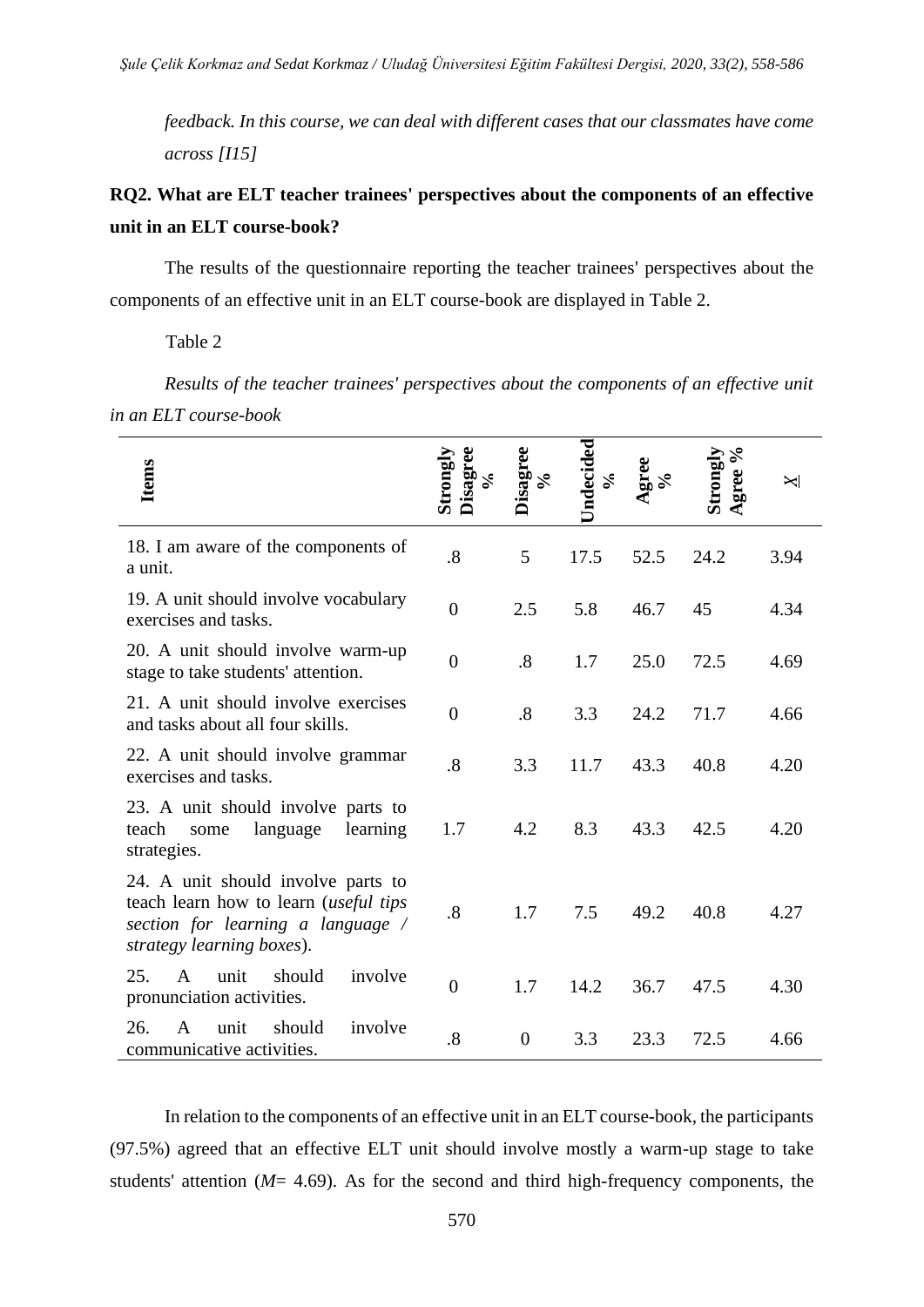*feedback. In this course, we can deal with different cases that our classmates have come across [I15]*

**RQ2. What are ELT teacher trainees' perspectives about the components of an effective unit in an ELT course-book?**

The results of the questionnaire reporting the teacher trainees' perspectives about the components of an effective unit in an ELT course-book are displayed in Table 2.

Table 2

*Results of the teacher trainees' perspectives about the components of an effective unit in an ELT course-book*

| Items | Strongly Disagree % | Disagree % | Undecided % | Agree % | Strongly Agree % | $\bar{X}$ |
|---|---|---|---|---|---|---|
| 18. I am aware of the components of a unit. | .8 | 5 | 17.5 | 52.5 | 24.2 | 3.94 |
| 19. A unit should involve vocabulary exercises and tasks. | 0 | 2.5 | 5.8 | 46.7 | 45 | 4.34 |
| 20. A unit should involve warm-up stage to take students' attention. | 0 | .8 | 1.7 | 25.0 | 72.5 | 4.69 |
| 21. A unit should involve exercises and tasks about all four skills. | 0 | .8 | 3.3 | 24.2 | 71.7 | 4.66 |
| 22. A unit should involve grammar exercises and tasks. | .8 | 3.3 | 11.7 | 43.3 | 40.8 | 4.20 |
| 23. A unit should involve parts to teach some language learning strategies. | 1.7 | 4.2 | 8.3 | 43.3 | 42.5 | 4.20 |
| 24. A unit should involve parts to teach learn how to learn (*useful tips section for learning a language / strategy learning boxes*). | .8 | 1.7 | 7.5 | 49.2 | 40.8 | 4.27 |
| 25. A unit should involve pronunciation activities. | 0 | 1.7 | 14.2 | 36.7 | 47.5 | 4.30 |
| 26. A unit should involve communicative activities. | .8 | 0 | 3.3 | 23.3 | 72.5 | 4.66 |

In relation to the components of an effective unit in an ELT course-book, the participants (97.5%) agreed that an effective ELT unit should involve mostly a warm-up stage to take students' attention (*M*= 4.69). As for the second and third high-frequency components, the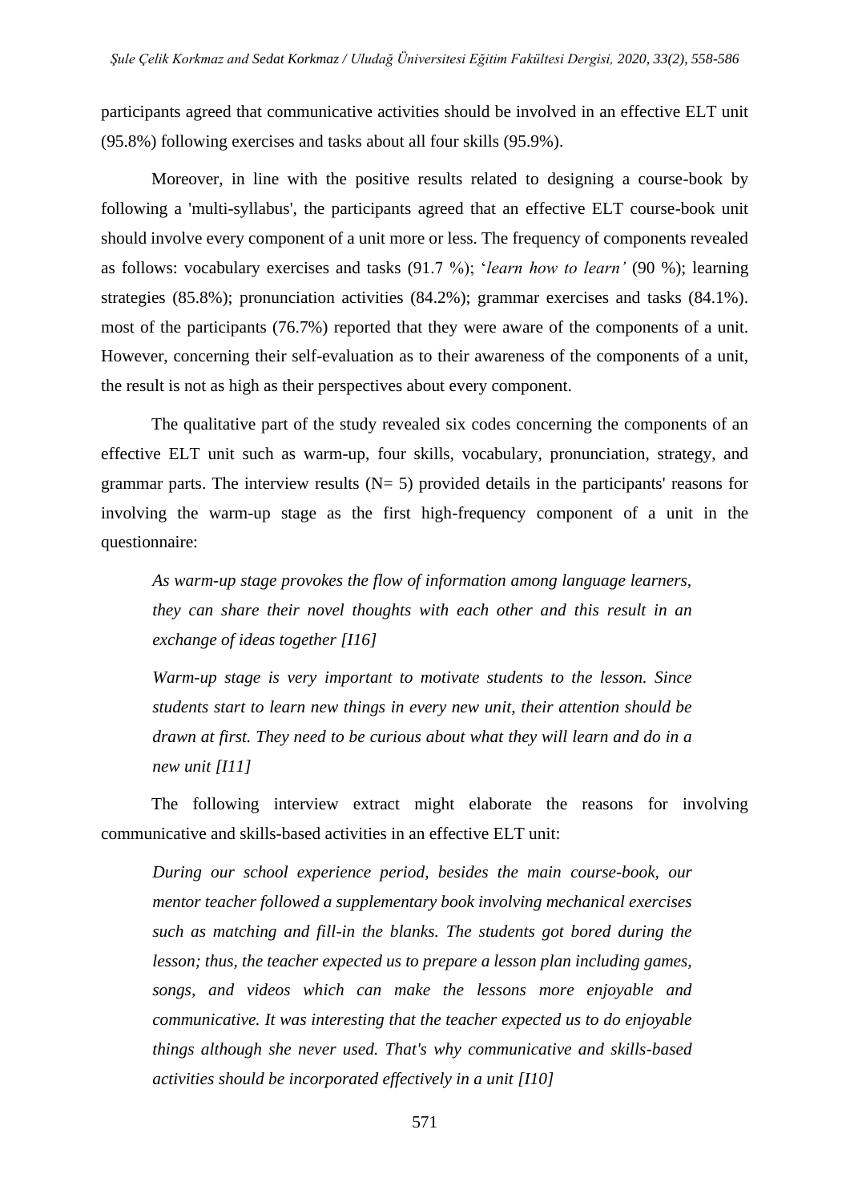participants agreed that communicative activities should be involved in an effective ELT unit (95.8%) following exercises and tasks about all four skills (95.9%).

Moreover, in line with the positive results related to designing a course-book by following a 'multi-syllabus', the participants agreed that an effective ELT course-book unit should involve every component of a unit more or less. The frequency of components revealed as follows: vocabulary exercises and tasks (91.7 %); '*learn how to learn'* (90 %); learning strategies (85.8%); pronunciation activities (84.2%); grammar exercises and tasks (84.1%). most of the participants (76.7%) reported that they were aware of the components of a unit. However, concerning their self-evaluation as to their awareness of the components of a unit, the result is not as high as their perspectives about every component.

The qualitative part of the study revealed six codes concerning the components of an effective ELT unit such as warm-up, four skills, vocabulary, pronunciation, strategy, and grammar parts. The interview results (N= 5) provided details in the participants' reasons for involving the warm-up stage as the first high-frequency component of a unit in the questionnaire:

> *As warm-up stage provokes the flow of information among language learners, they can share their novel thoughts with each other and this result in an exchange of ideas together [I16]*

> *Warm-up stage is very important to motivate students to the lesson. Since students start to learn new things in every new unit, their attention should be drawn at first. They need to be curious about what they will learn and do in a new unit [I11]*

The following interview extract might elaborate the reasons for involving communicative and skills-based activities in an effective ELT unit:

> *During our school experience period, besides the main course-book, our mentor teacher followed a supplementary book involving mechanical exercises such as matching and fill-in the blanks. The students got bored during the lesson; thus, the teacher expected us to prepare a lesson plan including games, songs, and videos which can make the lessons more enjoyable and communicative. It was interesting that the teacher expected us to do enjoyable things although she never used. That's why communicative and skills-based activities should be incorporated effectively in a unit [I10]*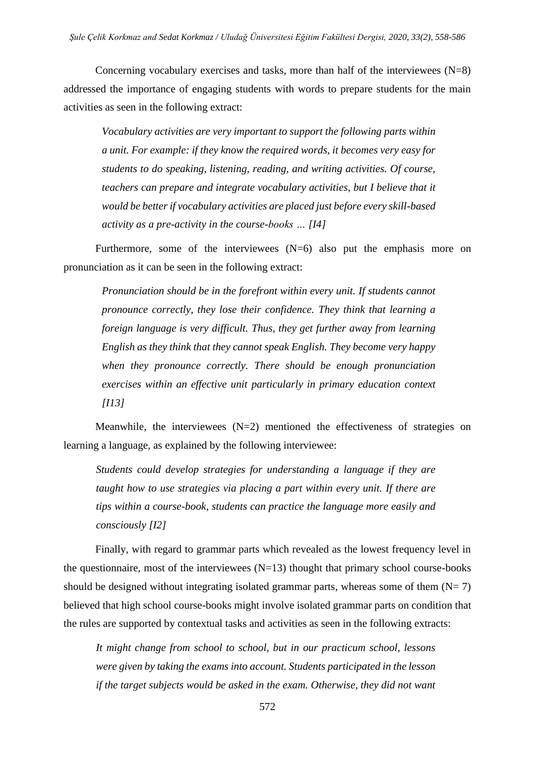Concerning vocabulary exercises and tasks, more than half of the interviewees (N=8) addressed the importance of engaging students with words to prepare students for the main activities as seen in the following extract:

> *Vocabulary activities are very important to support the following parts within a unit. For example: if they know the required words, it becomes very easy for students to do speaking, listening, reading, and writing activities. Of course, teachers can prepare and integrate vocabulary activities, but I believe that it would be better if vocabulary activities are placed just before every skill-based activity as a pre-activity in the course-books … [I4]*

Furthermore, some of the interviewees (N=6) also put the emphasis more on pronunciation as it can be seen in the following extract:

> *Pronunciation should be in the forefront within every unit. If students cannot pronounce correctly, they lose their confidence. They think that learning a foreign language is very difficult. Thus, they get further away from learning English as they think that they cannot speak English. They become very happy when they pronounce correctly. There should be enough pronunciation exercises within an effective unit particularly in primary education context [I13]*

Meanwhile, the interviewees (N=2) mentioned the effectiveness of strategies on learning a language, as explained by the following interviewee:

> *Students could develop strategies for understanding a language if they are taught how to use strategies via placing a part within every unit. If there are tips within a course-book, students can practice the language more easily and consciously [I2]*

Finally, with regard to grammar parts which revealed as the lowest frequency level in the questionnaire, most of the interviewees (N=13) thought that primary school course-books should be designed without integrating isolated grammar parts, whereas some of them (N= 7) believed that high school course-books might involve isolated grammar parts on condition that the rules are supported by contextual tasks and activities as seen in the following extracts:

> *It might change from school to school, but in our practicum school, lessons were given by taking the exams into account. Students participated in the lesson if the target subjects would be asked in the exam. Otherwise, they did not want*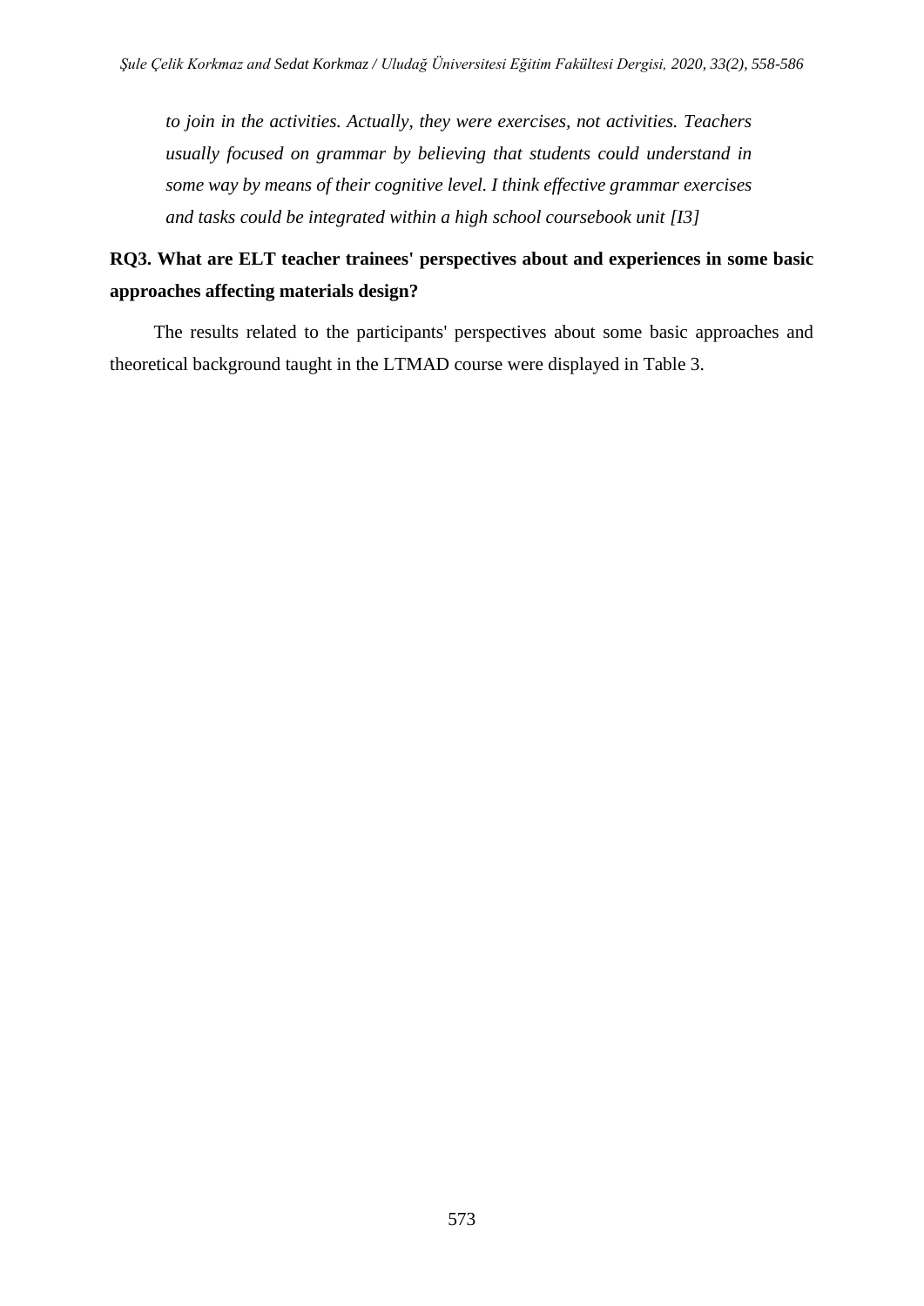*to join in the activities. Actually, they were exercises, not activities. Teachers usually focused on grammar by believing that students could understand in some way by means of their cognitive level. I think effective grammar exercises and tasks could be integrated within a high school coursebook unit [I3]*

**RQ3. What are ELT teacher trainees' perspectives about and experiences in some basic approaches affecting materials design?**

The results related to the participants' perspectives about some basic approaches and theoretical background taught in the LTMAD course were displayed in Table 3.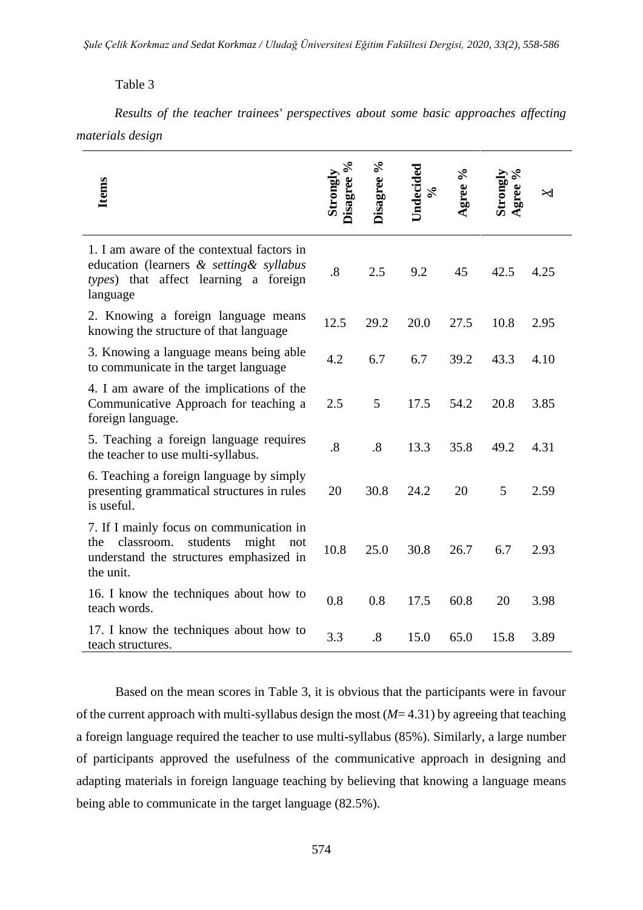Table 3

*Results of the teacher trainees' perspectives about some basic approaches affecting materials design*

| Items | Strongly Disagree % | Disagree % | Undecided % | Agree % | Strongly Agree % | $\bar{X}$ |
|---|---|---|---|---|---|---|
| 1. I am aware of the contextual factors in education (learners *& setting& syllabus types*) that affect learning a foreign language | .8 | 2.5 | 9.2 | 45 | 42.5 | 4.25 |
| 2. Knowing a foreign language means knowing the structure of that language | 12.5 | 29.2 | 20.0 | 27.5 | 10.8 | 2.95 |
| 3. Knowing a language means being able to communicate in the target language | 4.2 | 6.7 | 6.7 | 39.2 | 43.3 | 4.10 |
| 4. I am aware of the implications of the Communicative Approach for teaching a foreign language. | 2.5 | 5 | 17.5 | 54.2 | 20.8 | 3.85 |
| 5. Teaching a foreign language requires the teacher to use multi-syllabus. | .8 | .8 | 13.3 | 35.8 | 49.2 | 4.31 |
| 6. Teaching a foreign language by simply presenting grammatical structures in rules is useful. | 20 | 30.8 | 24.2 | 20 | 5 | 2.59 |
| 7. If I mainly focus on communication in the classroom. students might not understand the structures emphasized in the unit. | 10.8 | 25.0 | 30.8 | 26.7 | 6.7 | 2.93 |
| 16. I know the techniques about how to teach words. | 0.8 | 0.8 | 17.5 | 60.8 | 20 | 3.98 |
| 17. I know the techniques about how to teach structures. | 3.3 | .8 | 15.0 | 65.0 | 15.8 | 3.89 |

Based on the mean scores in Table 3, it is obvious that the participants were in favour of the current approach with multi-syllabus design the most (*M*= 4.31) by agreeing that teaching a foreign language required the teacher to use multi-syllabus (85%). Similarly, a large number of participants approved the usefulness of the communicative approach in designing and adapting materials in foreign language teaching by believing that knowing a language means being able to communicate in the target language (82.5%).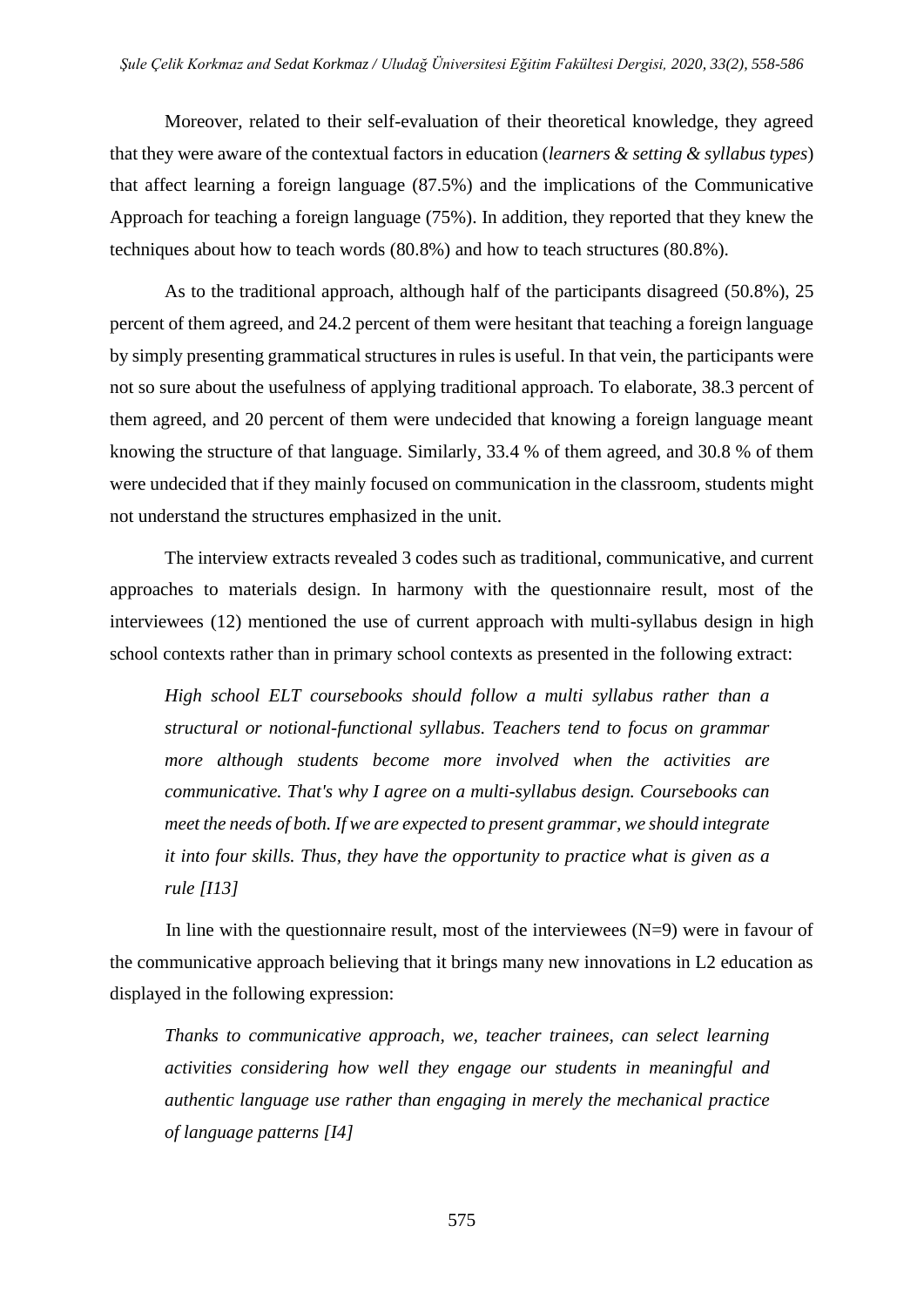Moreover, related to their self-evaluation of their theoretical knowledge, they agreed that they were aware of the contextual factors in education (*learners & setting & syllabus types*) that affect learning a foreign language (87.5%) and the implications of the Communicative Approach for teaching a foreign language (75%). In addition, they reported that they knew the techniques about how to teach words (80.8%) and how to teach structures (80.8%).

As to the traditional approach, although half of the participants disagreed (50.8%), 25 percent of them agreed, and 24.2 percent of them were hesitant that teaching a foreign language by simply presenting grammatical structures in rules is useful. In that vein, the participants were not so sure about the usefulness of applying traditional approach. To elaborate, 38.3 percent of them agreed, and 20 percent of them were undecided that knowing a foreign language meant knowing the structure of that language. Similarly, 33.4 % of them agreed, and 30.8 % of them were undecided that if they mainly focused on communication in the classroom, students might not understand the structures emphasized in the unit.

The interview extracts revealed 3 codes such as traditional, communicative, and current approaches to materials design. In harmony with the questionnaire result, most of the interviewees (12) mentioned the use of current approach with multi-syllabus design in high school contexts rather than in primary school contexts as presented in the following extract:

> *High school ELT coursebooks should follow a multi syllabus rather than a structural or notional-functional syllabus. Teachers tend to focus on grammar more although students become more involved when the activities are communicative. That's why I agree on a multi-syllabus design. Coursebooks can meet the needs of both. If we are expected to present grammar, we should integrate it into four skills. Thus, they have the opportunity to practice what is given as a rule [I13]*

In line with the questionnaire result, most of the interviewees (N=9) were in favour of the communicative approach believing that it brings many new innovations in L2 education as displayed in the following expression:

> *Thanks to communicative approach, we, teacher trainees, can select learning activities considering how well they engage our students in meaningful and authentic language use rather than engaging in merely the mechanical practice of language patterns [I4]*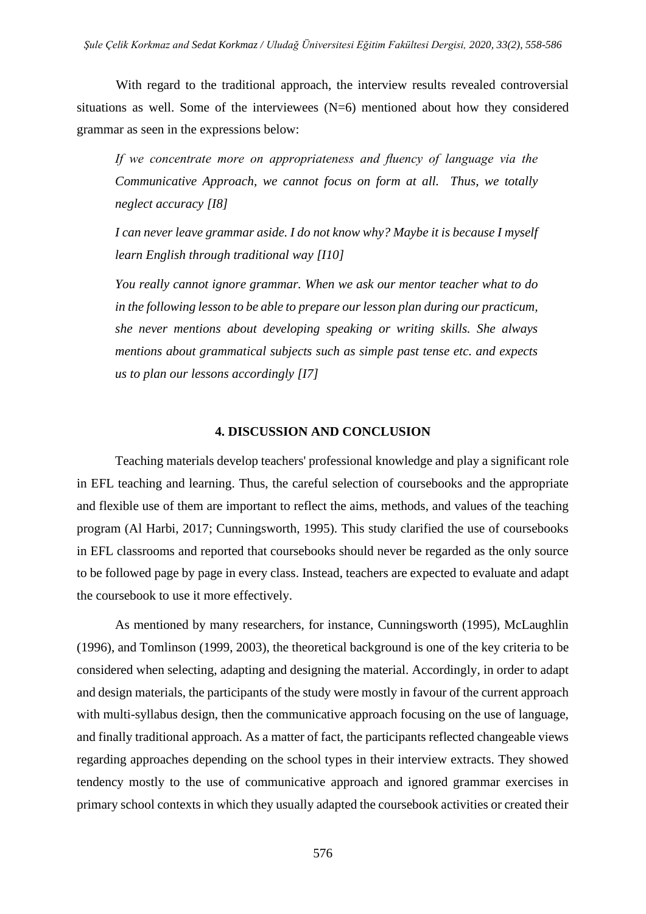With regard to the traditional approach, the interview results revealed controversial situations as well. Some of the interviewees (N=6) mentioned about how they considered grammar as seen in the expressions below:

> *If we concentrate more on appropriateness and fluency of language via the Communicative Approach, we cannot focus on form at all. Thus, we totally neglect accuracy [I8]*
>
> *I can never leave grammar aside. I do not know why? Maybe it is because I myself learn English through traditional way [I10]*
>
> *You really cannot ignore grammar. When we ask our mentor teacher what to do in the following lesson to be able to prepare our lesson plan during our practicum, she never mentions about developing speaking or writing skills. She always mentions about grammatical subjects such as simple past tense etc. and expects us to plan our lessons accordingly [I7]*

## 4. DISCUSSION AND CONCLUSION

Teaching materials develop teachers' professional knowledge and play a significant role in EFL teaching and learning. Thus, the careful selection of coursebooks and the appropriate and flexible use of them are important to reflect the aims, methods, and values of the teaching program (Al Harbi, 2017; Cunningsworth, 1995). This study clarified the use of coursebooks in EFL classrooms and reported that coursebooks should never be regarded as the only source to be followed page by page in every class. Instead, teachers are expected to evaluate and adapt the coursebook to use it more effectively.

As mentioned by many researchers, for instance, Cunningsworth (1995), McLaughlin (1996), and Tomlinson (1999, 2003), the theoretical background is one of the key criteria to be considered when selecting, adapting and designing the material. Accordingly, in order to adapt and design materials, the participants of the study were mostly in favour of the current approach with multi-syllabus design, then the communicative approach focusing on the use of language, and finally traditional approach. As a matter of fact, the participants reflected changeable views regarding approaches depending on the school types in their interview extracts. They showed tendency mostly to the use of communicative approach and ignored grammar exercises in primary school contexts in which they usually adapted the coursebook activities or created their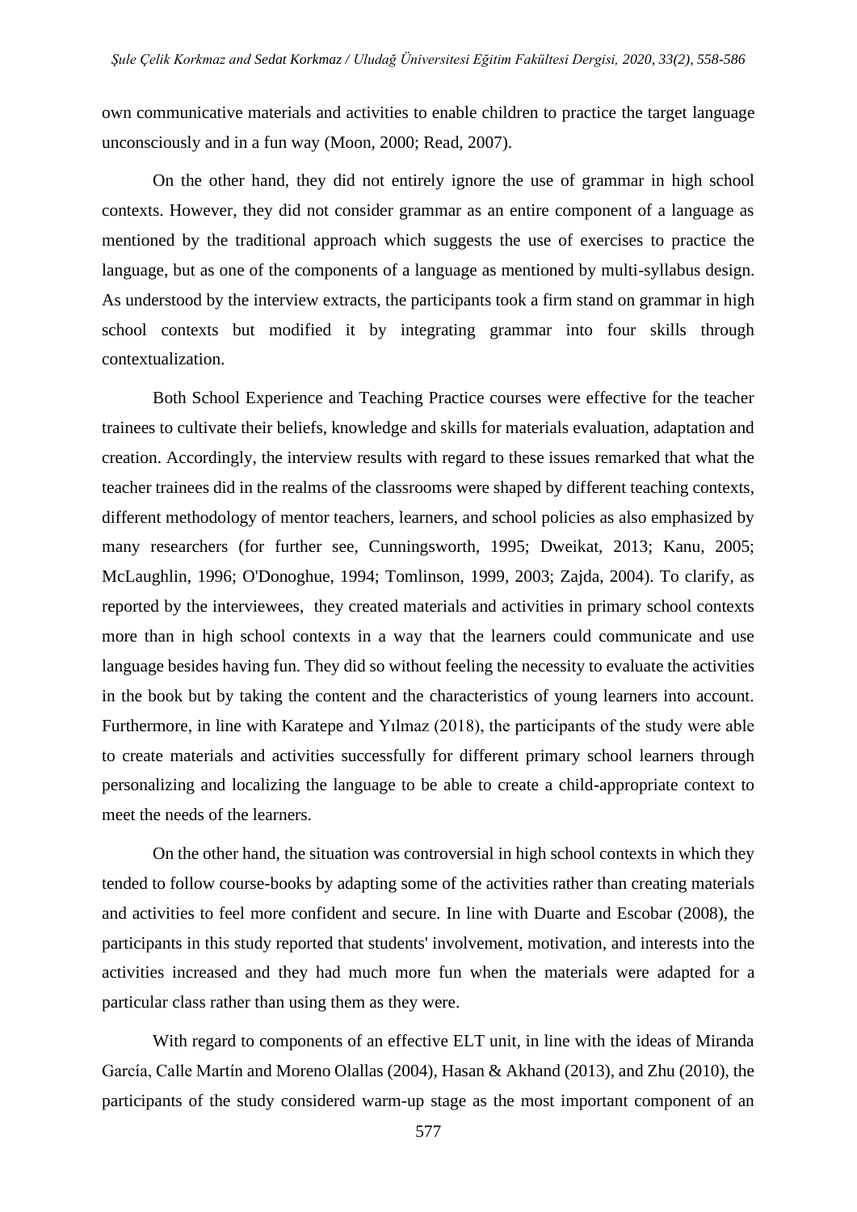own communicative materials and activities to enable children to practice the target language unconsciously and in a fun way (Moon, 2000; Read, 2007).

On the other hand, they did not entirely ignore the use of grammar in high school contexts. However, they did not consider grammar as an entire component of a language as mentioned by the traditional approach which suggests the use of exercises to practice the language, but as one of the components of a language as mentioned by multi-syllabus design. As understood by the interview extracts, the participants took a firm stand on grammar in high school contexts but modified it by integrating grammar into four skills through contextualization.

Both School Experience and Teaching Practice courses were effective for the teacher trainees to cultivate their beliefs, knowledge and skills for materials evaluation, adaptation and creation. Accordingly, the interview results with regard to these issues remarked that what the teacher trainees did in the realms of the classrooms were shaped by different teaching contexts, different methodology of mentor teachers, learners, and school policies as also emphasized by many researchers (for further see, Cunningsworth, 1995; Dweikat, 2013; Kanu, 2005; McLaughlin, 1996; O'Donoghue, 1994; Tomlinson, 1999, 2003; Zajda, 2004). To clarify, as reported by the interviewees, they created materials and activities in primary school contexts more than in high school contexts in a way that the learners could communicate and use language besides having fun. They did so without feeling the necessity to evaluate the activities in the book but by taking the content and the characteristics of young learners into account. Furthermore, in line with Karatepe and Yılmaz (2018), the participants of the study were able to create materials and activities successfully for different primary school learners through personalizing and localizing the language to be able to create a child-appropriate context to meet the needs of the learners.

On the other hand, the situation was controversial in high school contexts in which they tended to follow course-books by adapting some of the activities rather than creating materials and activities to feel more confident and secure. In line with Duarte and Escobar (2008), the participants in this study reported that students' involvement, motivation, and interests into the activities increased and they had much more fun when the materials were adapted for a particular class rather than using them as they were.

With regard to components of an effective ELT unit, in line with the ideas of Miranda García, Calle Martín and Moreno Olallas (2004), Hasan & Akhand (2013), and Zhu (2010), the participants of the study considered warm-up stage as the most important component of an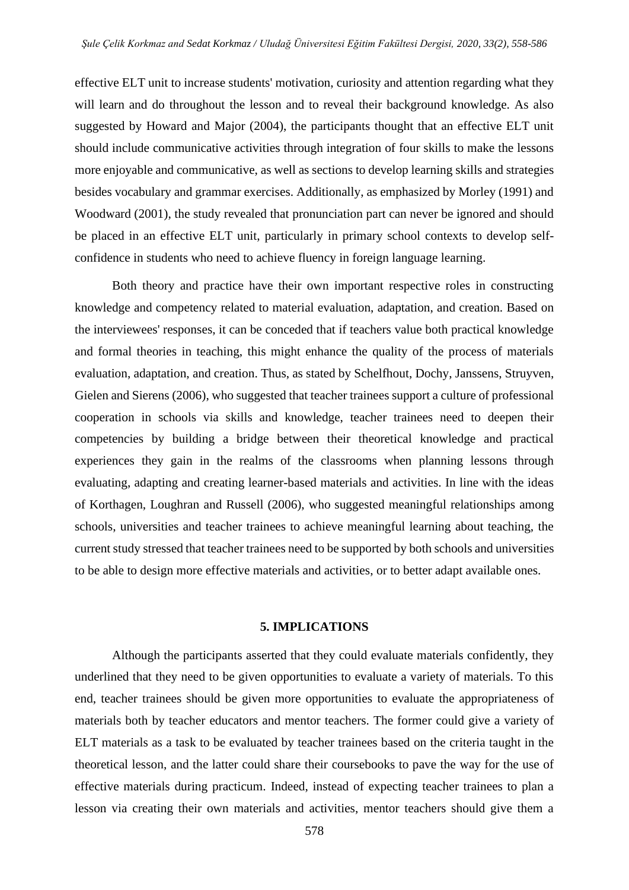effective ELT unit to increase students' motivation, curiosity and attention regarding what they will learn and do throughout the lesson and to reveal their background knowledge. As also suggested by Howard and Major (2004), the participants thought that an effective ELT unit should include communicative activities through integration of four skills to make the lessons more enjoyable and communicative, as well as sections to develop learning skills and strategies besides vocabulary and grammar exercises. Additionally, as emphasized by Morley (1991) and Woodward (2001), the study revealed that pronunciation part can never be ignored and should be placed in an effective ELT unit, particularly in primary school contexts to develop self-confidence in students who need to achieve fluency in foreign language learning.

Both theory and practice have their own important respective roles in constructing knowledge and competency related to material evaluation, adaptation, and creation. Based on the interviewees' responses, it can be conceded that if teachers value both practical knowledge and formal theories in teaching, this might enhance the quality of the process of materials evaluation, adaptation, and creation. Thus, as stated by Schelfhout, Dochy, Janssens, Struyven, Gielen and Sierens (2006), who suggested that teacher trainees support a culture of professional cooperation in schools via skills and knowledge, teacher trainees need to deepen their competencies by building a bridge between their theoretical knowledge and practical experiences they gain in the realms of the classrooms when planning lessons through evaluating, adapting and creating learner-based materials and activities. In line with the ideas of Korthagen, Loughran and Russell (2006), who suggested meaningful relationships among schools, universities and teacher trainees to achieve meaningful learning about teaching, the current study stressed that teacher trainees need to be supported by both schools and universities to be able to design more effective materials and activities, or to better adapt available ones.

## 5. IMPLICATIONS

Although the participants asserted that they could evaluate materials confidently, they underlined that they need to be given opportunities to evaluate a variety of materials. To this end, teacher trainees should be given more opportunities to evaluate the appropriateness of materials both by teacher educators and mentor teachers. The former could give a variety of ELT materials as a task to be evaluated by teacher trainees based on the criteria taught in the theoretical lesson, and the latter could share their coursebooks to pave the way for the use of effective materials during practicum. Indeed, instead of expecting teacher trainees to plan a lesson via creating their own materials and activities, mentor teachers should give them a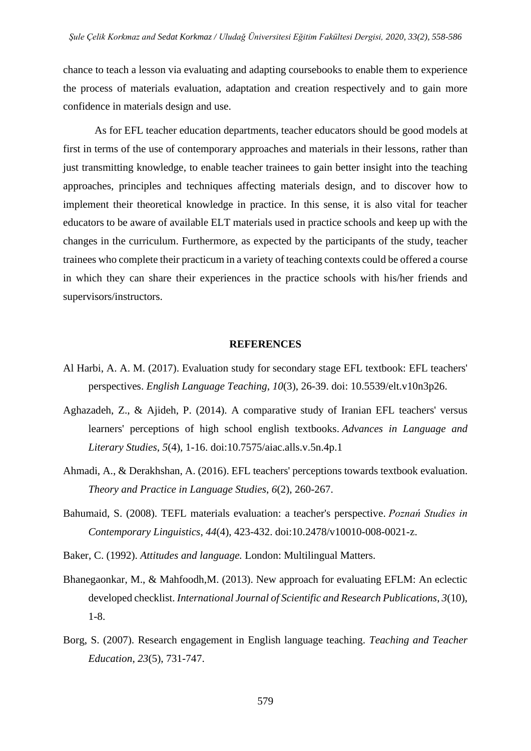chance to teach a lesson via evaluating and adapting coursebooks to enable them to experience the process of materials evaluation, adaptation and creation respectively and to gain more confidence in materials design and use.

As for EFL teacher education departments, teacher educators should be good models at first in terms of the use of contemporary approaches and materials in their lessons, rather than just transmitting knowledge, to enable teacher trainees to gain better insight into the teaching approaches, principles and techniques affecting materials design, and to discover how to implement their theoretical knowledge in practice. In this sense, it is also vital for teacher educators to be aware of available ELT materials used in practice schools and keep up with the changes in the curriculum. Furthermore, as expected by the participants of the study, teacher trainees who complete their practicum in a variety of teaching contexts could be offered a course in which they can share their experiences in the practice schools with his/her friends and supervisors/instructors.

## REFERENCES

Al Harbi, A. A. M. (2017). Evaluation study for secondary stage EFL textbook: EFL teachers' perspectives. *English Language Teaching*, *10*(3), 26-39. doi: 10.5539/elt.v10n3p26.

Aghazadeh, Z., & Ajideh, P. (2014). A comparative study of Iranian EFL teachers' versus learners' perceptions of high school english textbooks. *Advances in Language and Literary Studies*, *5*(4), 1-16. doi:10.7575/aiac.alls.v.5n.4p.1

Ahmadi, A., & Derakhshan, A. (2016). EFL teachers' perceptions towards textbook evaluation. *Theory and Practice in Language Studies*, *6*(2), 260-267.

Bahumaid, S. (2008). TEFL materials evaluation: a teacher's perspective. *Poznań Studies in Contemporary Linguistics*, *44*(4), 423-432. doi:10.2478/v10010-008-0021-z.

Baker, C. (1992). *Attitudes and language.* London: Multilingual Matters.

Bhanegaonkar, M., & Mahfoodh,M. (2013). New approach for evaluating EFLM: An eclectic developed checklist. *International Journal of Scientific and Research Publications*, *3*(10), 1-8.

Borg, S. (2007). Research engagement in English language teaching. *Teaching and Teacher Education*, *23*(5), 731-747.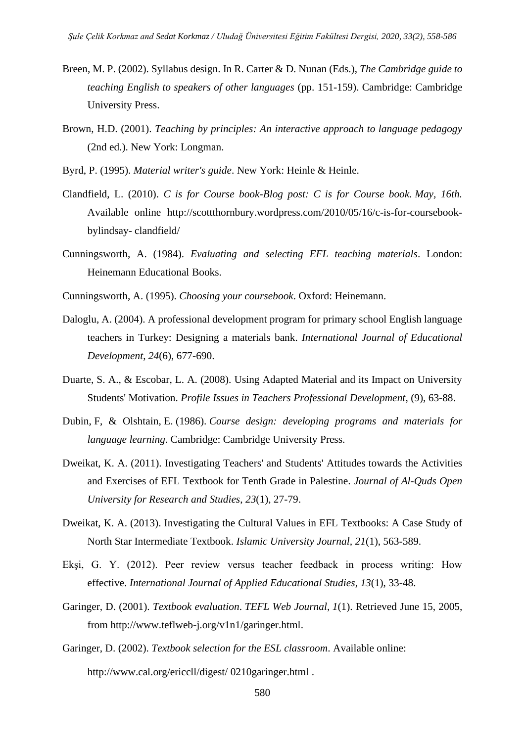Breen, M. P. (2002). Syllabus design. In R. Carter & D. Nunan (Eds.), *The Cambridge guide to teaching English to speakers of other languages* (pp. 151-159). Cambridge: Cambridge University Press.

Brown, H.D. (2001). *Teaching by principles: An interactive approach to language pedagogy* (2nd ed.). New York: Longman.

Byrd, P. (1995). *Material writer's guide*. New York: Heinle & Heinle.

Clandfield, L. (2010). *C is for Course book-Blog post: C is for Course book. May, 16th.* Available online http://scottthornbury.wordpress.com/2010/05/16/c-is-for-coursebook-bylindsay- clandfield/

Cunningsworth, A. (1984). *Evaluating and selecting EFL teaching materials*. London: Heinemann Educational Books.

Cunningsworth, A. (1995). *Choosing your coursebook*. Oxford: Heinemann.

Daloglu, A. (2004). A professional development program for primary school English language teachers in Turkey: Designing a materials bank. *International Journal of Educational Development*, *24*(6), 677-690.

Duarte, S. A., & Escobar, L. A. (2008). Using Adapted Material and its Impact on University Students' Motivation. *Profile Issues in Teachers Professional Development*, (9), 63-88.

Dubin, F, & Olshtain, E. (1986). *Course design: developing programs and materials for language learning*. Cambridge: Cambridge University Press.

Dweikat, K. A. (2011). Investigating Teachers' and Students' Attitudes towards the Activities and Exercises of EFL Textbook for Tenth Grade in Palestine. *Journal of Al-Quds Open University for Research and Studies*, *23*(1), 27-79.

Dweikat, K. A. (2013). Investigating the Cultural Values in EFL Textbooks: A Case Study of North Star Intermediate Textbook. *Islamic University Journal*, *21*(1), 563-589.

Ekşi, G. Y. (2012). Peer review versus teacher feedback in process writing: How effective. *International Journal of Applied Educational Studies*, *13*(1), 33-48.

Garinger, D. (2001). *Textbook evaluation*. *TEFL Web Journal*, *1*(1). Retrieved June 15, 2005, from http://www.teflweb-j.org/v1n1/garinger.html.

Garinger, D. (2002). *Textbook selection for the ESL classroom*. Available online:

http://www.cal.org/ericcll/digest/ 0210garinger.html .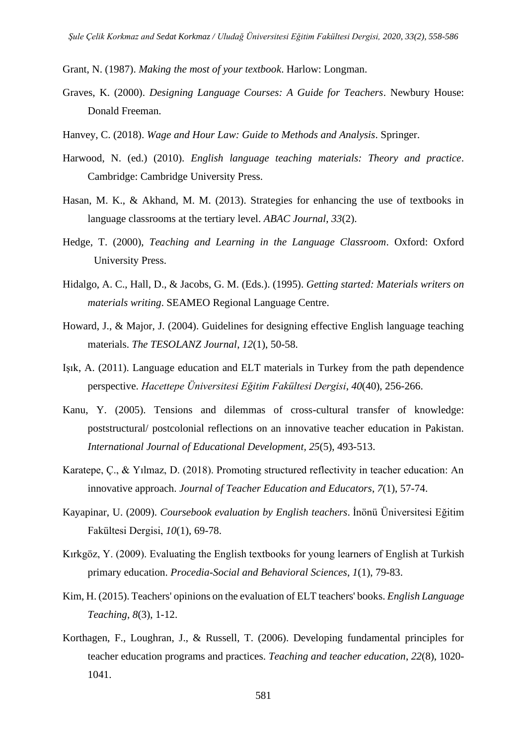Grant, N. (1987). *Making the most of your textbook*. Harlow: Longman.

Graves, K. (2000). *Designing Language Courses: A Guide for Teachers*. Newbury House: Donald Freeman.

Hanvey, C. (2018). *Wage and Hour Law: Guide to Methods and Analysis*. Springer.

Harwood, N. (ed.) (2010). *English language teaching materials: Theory and practice*. Cambridge: Cambridge University Press.

Hasan, M. K., & Akhand, M. M. (2013). Strategies for enhancing the use of textbooks in language classrooms at the tertiary level. *ABAC Journal*, *33*(2).

Hedge, T. (2000), *Teaching and Learning in the Language Classroom*. Oxford: Oxford University Press.

Hidalgo, A. C., Hall, D., & Jacobs, G. M. (Eds.). (1995). *Getting started: Materials writers on materials writing*. SEAMEO Regional Language Centre.

Howard, J., & Major, J. (2004). Guidelines for designing effective English language teaching materials. *The TESOLANZ Journal*, *12*(1), 50-58.

Işık, A. (2011). Language education and ELT materials in Turkey from the path dependence perspective. *Hacettepe Üniversitesi Eğitim Fakültesi Dergisi*, *40*(40), 256-266.

Kanu, Y. (2005). Tensions and dilemmas of cross-cultural transfer of knowledge: poststructural/ postcolonial reflections on an innovative teacher education in Pakistan. *International Journal of Educational Development*, *25*(5), 493-513.

Karatepe, Ç., & Yılmaz, D. (2018). Promoting structured reflectivity in teacher education: An innovative approach. *Journal of Teacher Education and Educators*, *7*(1), 57-74.

Kayapinar, U. (2009). *Coursebook evaluation by English teachers*. İnönü Üniversitesi Eğitim Fakültesi Dergisi, *10*(1), 69-78.

Kırkgöz, Y. (2009). Evaluating the English textbooks for young learners of English at Turkish primary education. *Procedia-Social and Behavioral Sciences*, *1*(1), 79-83.

Kim, H. (2015). Teachers' opinions on the evaluation of ELT teachers' books. *English Language Teaching*, *8*(3), 1-12.

Korthagen, F., Loughran, J., & Russell, T. (2006). Developing fundamental principles for teacher education programs and practices. *Teaching and teacher education*, *22*(8), 1020-1041.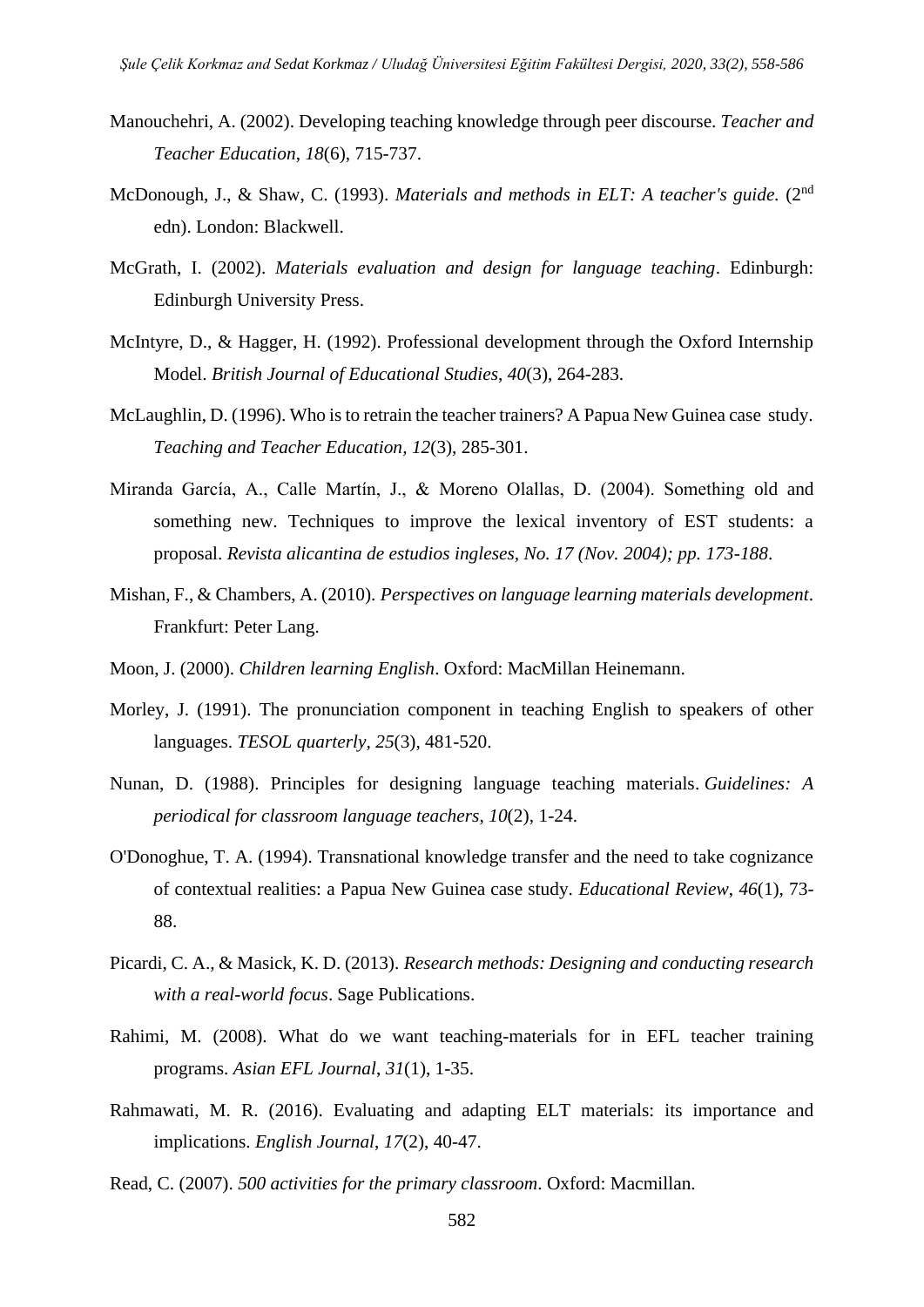Manouchehri, A. (2002). Developing teaching knowledge through peer discourse. *Teacher and Teacher Education*, *18*(6), 715-737.

McDonough, J., & Shaw, C. (1993). *Materials and methods in ELT: A teacher's guide.* ($2^{nd}$ edn). London: Blackwell.

McGrath, I. (2002). *Materials evaluation and design for language teaching*. Edinburgh: Edinburgh University Press.

McIntyre, D., & Hagger, H. (1992). Professional development through the Oxford Internship Model. *British Journal of Educational Studies*, *40*(3), 264-283.

McLaughlin, D. (1996). Who is to retrain the teacher trainers? A Papua New Guinea case study. *Teaching and Teacher Education, 12*(3), 285-301.

Miranda García, A., Calle Martín, J., & Moreno Olallas, D. (2004). Something old and something new. Techniques to improve the lexical inventory of EST students: a proposal. *Revista alicantina de estudios ingleses, No. 17 (Nov. 2004); pp. 173-188*.

Mishan, F., & Chambers, A. (2010). *Perspectives on language learning materials development*. Frankfurt: Peter Lang.

Moon, J. (2000). *Children learning English*. Oxford: MacMillan Heinemann.

Morley, J. (1991). The pronunciation component in teaching English to speakers of other languages. *TESOL quarterly*, *25*(3), 481-520.

Nunan, D. (1988). Principles for designing language teaching materials. *Guidelines: A periodical for classroom language teachers*, *10*(2), 1-24.

O'Donoghue, T. A. (1994). Transnational knowledge transfer and the need to take cognizance of contextual realities: a Papua New Guinea case study. *Educational Review*, *46*(1), 73-88.

Picardi, C. A., & Masick, K. D. (2013). *Research methods: Designing and conducting research with a real-world focus*. Sage Publications.

Rahimi, M. (2008). What do we want teaching-materials for in EFL teacher training programs. *Asian EFL Journal*, *31*(1), 1-35.

Rahmawati, M. R. (2016). Evaluating and adapting ELT materials: its importance and implications. *English Journal*, *17*(2), 40-47.

Read, C. (2007). *500 activities for the primary classroom*. Oxford: Macmillan.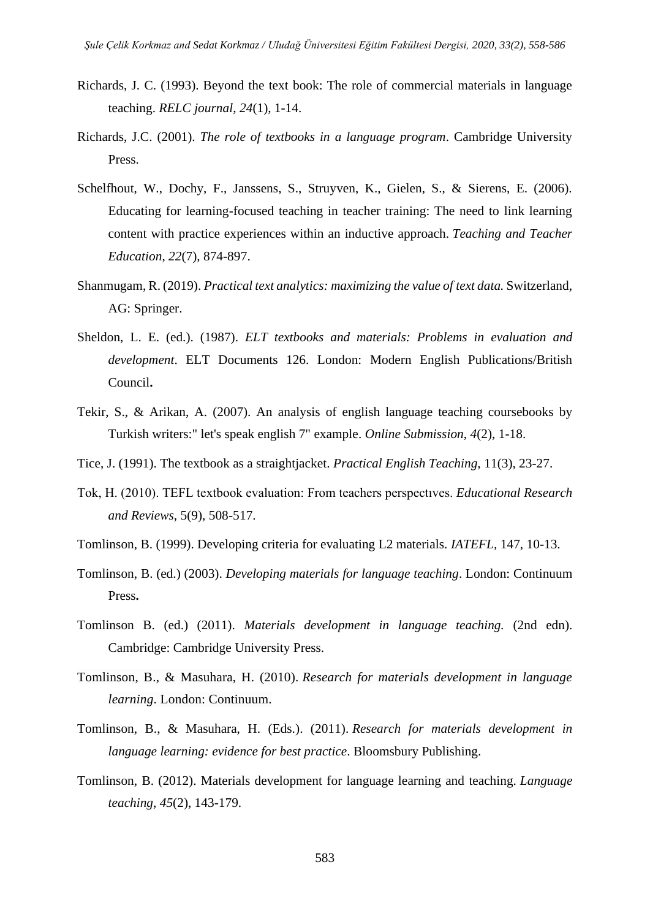Richards, J. C. (1993). Beyond the text book: The role of commercial materials in language teaching. *RELC journal*, *24*(1), 1-14.

Richards, J.C. (2001). *The role of textbooks in a language program*. Cambridge University Press.

Schelfhout, W., Dochy, F., Janssens, S., Struyven, K., Gielen, S., & Sierens, E. (2006). Educating for learning-focused teaching in teacher training: The need to link learning content with practice experiences within an inductive approach. *Teaching and Teacher Education*, *22*(7), 874-897.

Shanmugam, R. (2019). *Practical text analytics: maximizing the value of text data.* Switzerland, AG: Springer.

Sheldon, L. E. (ed.). (1987). *ELT textbooks and materials: Problems in evaluation and development*. ELT Documents 126. London: Modern English Publications/British Council**.**

Tekir, S., & Arikan, A. (2007). An analysis of english language teaching coursebooks by Turkish writers:" let's speak english 7" example. *Online Submission*, *4*(2), 1-18.

Tice, J. (1991). The textbook as a straightjacket. *Practical English Teaching*, 11(3), 23-27.

Tok, H. (2010). TEFL textbook evaluation: From teachers perspectıves. *Educational Research and Reviews*, 5(9), 508-517.

Tomlinson, B. (1999). Developing criteria for evaluating L2 materials. *IATEFL,* 147, 10-13.

Tomlinson, B. (ed.) (2003). *Developing materials for language teaching*. London: Continuum Press**.**

Tomlinson B. (ed.) (2011). *Materials development in language teaching.* (2nd edn). Cambridge: Cambridge University Press.

Tomlinson, B., & Masuhara, H. (2010). *Research for materials development in language learning*. London: Continuum.

Tomlinson, B., & Masuhara, H. (Eds.). (2011). *Research for materials development in language learning: evidence for best practice*. Bloomsbury Publishing.

Tomlinson, B. (2012). Materials development for language learning and teaching. *Language teaching*, *45*(2), 143-179.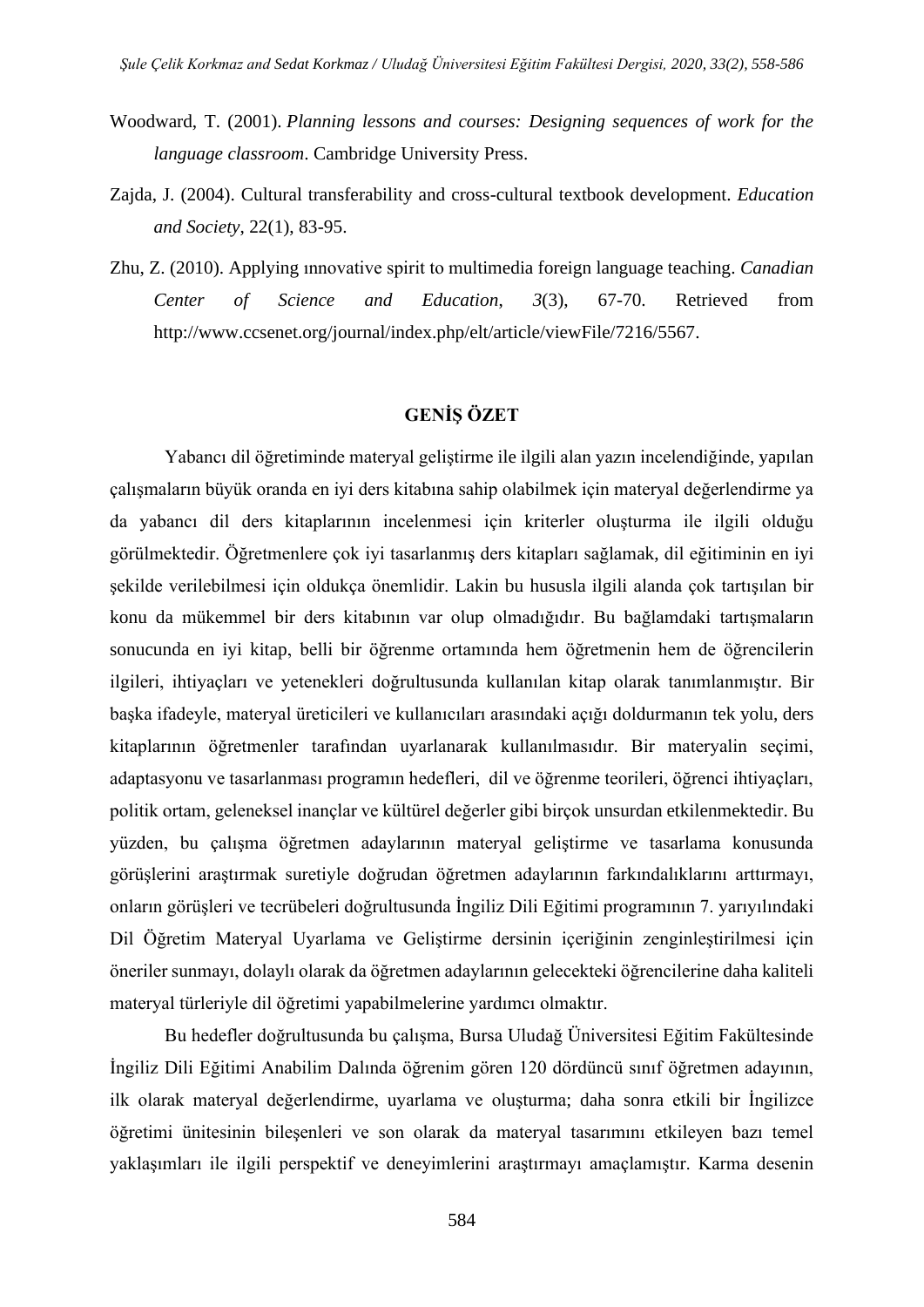Woodward, T. (2001). *Planning lessons and courses: Designing sequences of work for the language classroom*. Cambridge University Press.

Zajda, J. (2004). Cultural transferability and cross-cultural textbook development. *Education and Society*, 22(1), 83-95.

Zhu, Z. (2010). Applying ınnovative spirit to multimedia foreign language teaching. *Canadian Center of Science and Education*, *3*(3), 67-70. Retrieved from http://www.ccsenet.org/journal/index.php/elt/article/viewFile/7216/5567.

## GENİŞ ÖZET

Yabancı dil öğretiminde materyal geliştirme ile ilgili alan yazın incelendiğinde, yapılan çalışmaların büyük oranda en iyi ders kitabına sahip olabilmek için materyal değerlendirme ya da yabancı dil ders kitaplarının incelenmesi için kriterler oluşturma ile ilgili olduğu görülmektedir. Öğretmenlere çok iyi tasarlanmış ders kitapları sağlamak, dil eğitiminin en iyi şekilde verilebilmesi için oldukça önemlidir. Lakin bu hususla ilgili alanda çok tartışılan bir konu da mükemmel bir ders kitabının var olup olmadığıdır. Bu bağlamdaki tartışmaların sonucunda en iyi kitap, belli bir öğrenme ortamında hem öğretmenin hem de öğrencilerin ilgileri, ihtiyaçları ve yetenekleri doğrultusunda kullanılan kitap olarak tanımlanmıştır. Bir başka ifadeyle, materyal üreticileri ve kullanıcıları arasındaki açığı doldurmanın tek yolu, ders kitaplarının öğretmenler tarafından uyarlanarak kullanılmasıdır. Bir materyalin seçimi, adaptasyonu ve tasarlanması programın hedefleri, dil ve öğrenme teorileri, öğrenci ihtiyaçları, politik ortam, geleneksel inançlar ve kültürel değerler gibi birçok unsurdan etkilenmektedir. Bu yüzden, bu çalışma öğretmen adaylarının materyal geliştirme ve tasarlama konusunda görüşlerini araştırmak suretiyle doğrudan öğretmen adaylarının farkındalıklarını arttırmayı, onların görüşleri ve tecrübeleri doğrultusunda İngiliz Dili Eğitimi programının 7. yarıyılındaki Dil Öğretim Materyal Uyarlama ve Geliştirme dersinin içeriğinin zenginleştirilmesi için öneriler sunmayı, dolaylı olarak da öğretmen adaylarının gelecekteki öğrencilerine daha kaliteli materyal türleriyle dil öğretimi yapabilmelerine yardımcı olmaktır.

Bu hedefler doğrultusunda bu çalışma, Bursa Uludağ Üniversitesi Eğitim Fakültesinde İngiliz Dili Eğitimi Anabilim Dalında öğrenim gören 120 dördüncü sınıf öğretmen adayının, ilk olarak materyal değerlendirme, uyarlama ve oluşturma; daha sonra etkili bir İngilizce öğretimi ünitesinin bileşenleri ve son olarak da materyal tasarımını etkileyen bazı temel yaklaşımları ile ilgili perspektif ve deneyimlerini araştırmayı amaçlamıştır. Karma desenin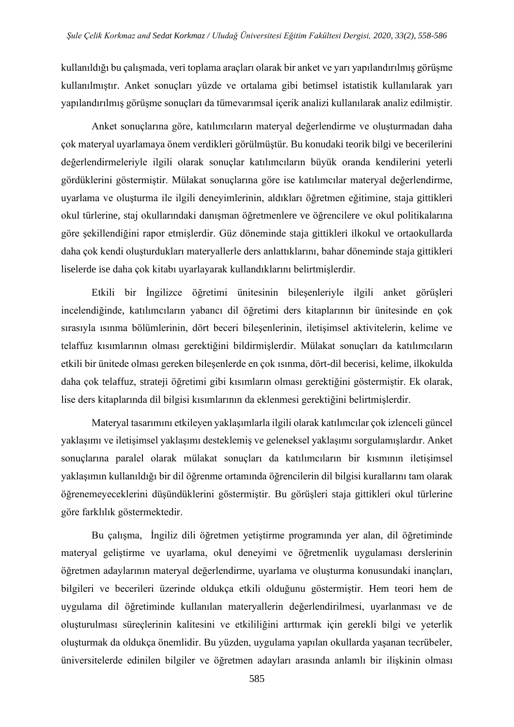kullanıldığı bu çalışmada, veri toplama araçları olarak bir anket ve yarı yapılandırılmış görüşme kullanılmıştır. Anket sonuçları yüzde ve ortalama gibi betimsel istatistik kullanılarak yarı yapılandırılmış görüşme sonuçları da tümevarımsal içerik analizi kullanılarak analiz edilmiştir.

Anket sonuçlarına göre, katılımcıların materyal değerlendirme ve oluşturmadan daha çok materyal uyarlamaya önem verdikleri görülmüştür. Bu konudaki teorik bilgi ve becerilerini değerlendirmeleriyle ilgili olarak sonuçlar katılımcıların büyük oranda kendilerini yeterli gördüklerini göstermiştir. Mülakat sonuçlarına göre ise katılımcılar materyal değerlendirme, uyarlama ve oluşturma ile ilgili deneyimlerinin, aldıkları öğretmen eğitimine, staja gittikleri okul türlerine, staj okullarındaki danışman öğretmenlere ve öğrencilere ve okul politikalarına göre şekillendiğini rapor etmişlerdir. Güz döneminde staja gittikleri ilkokul ve ortaokullarda daha çok kendi oluşturdukları materyallerle ders anlattıklarını, bahar döneminde staja gittikleri liselerde ise daha çok kitabı uyarlayarak kullandıklarını belirtmişlerdir.

Etkili bir İngilizce öğretimi ünitesinin bileşenleriyle ilgili anket görüşleri incelendiğinde, katılımcıların yabancı dil öğretimi ders kitaplarının bir ünitesinde en çok sırasıyla ısınma bölümlerinin, dört beceri bileşenlerinin, iletişimsel aktivitelerin, kelime ve telaffuz kısımlarının olması gerektiğini bildirmişlerdir. Mülakat sonuçları da katılımcıların etkili bir ünitede olması gereken bileşenlerde en çok ısınma, dört-dil becerisi, kelime, ilkokulda daha çok telaffuz, strateji öğretimi gibi kısımların olması gerektiğini göstermiştir. Ek olarak, lise ders kitaplarında dil bilgisi kısımlarının da eklenmesi gerektiğini belirtmişlerdir.

Materyal tasarımını etkileyen yaklaşımlarla ilgili olarak katılımcılar çok izlenceli güncel yaklaşımı ve iletişimsel yaklaşımı desteklemiş ve geleneksel yaklaşımı sorgulamışlardır. Anket sonuçlarına paralel olarak mülakat sonuçları da katılımcıların bir kısmının iletişimsel yaklaşımın kullanıldığı bir dil öğrenme ortamında öğrencilerin dil bilgisi kurallarını tam olarak öğrenemeyeceklerini düşündüklerini göstermiştir. Bu görüşleri staja gittikleri okul türlerine göre farklılık göstermektedir.

Bu çalışma, İngiliz dili öğretmen yetiştirme programında yer alan, dil öğretiminde materyal geliştirme ve uyarlama, okul deneyimi ve öğretmenlik uygulaması derslerinin öğretmen adaylarının materyal değerlendirme, uyarlama ve oluşturma konusundaki inançları, bilgileri ve becerileri üzerinde oldukça etkili olduğunu göstermiştir. Hem teori hem de uygulama dil öğretiminde kullanılan materyallerin değerlendirilmesi, uyarlanması ve de oluşturulması süreçlerinin kalitesini ve etkililiğini arttırmak için gerekli bilgi ve yeterlik oluşturmak da oldukça önemlidir. Bu yüzden, uygulama yapılan okullarda yaşanan tecrübeler, üniversitelerde edinilen bilgiler ve öğretmen adayları arasında anlamlı bir ilişkinin olması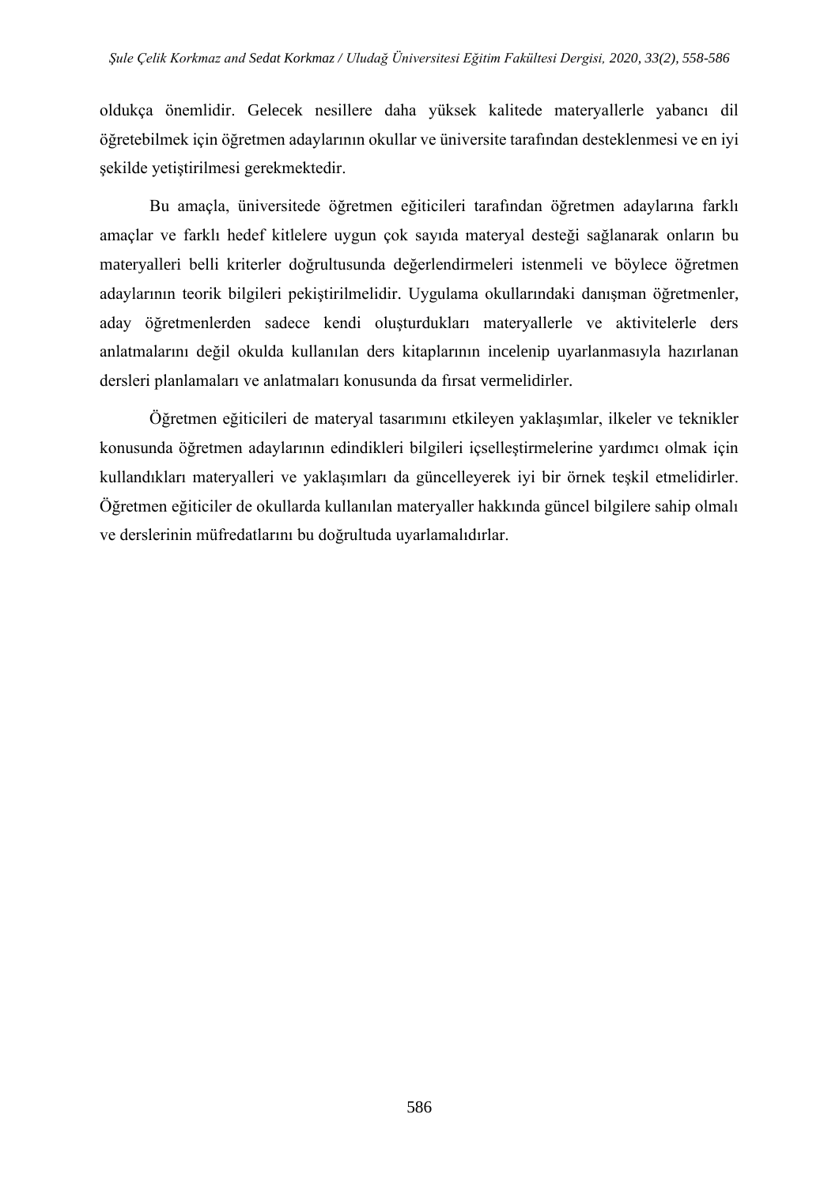oldukça önemlidir. Gelecek nesillere daha yüksek kalitede materyallerle yabancı dil öğretebilmek için öğretmen adaylarının okullar ve üniversite tarafından desteklenmesi ve en iyi şekilde yetiştirilmesi gerekmektedir.

Bu amaçla, üniversitede öğretmen eğiticileri tarafından öğretmen adaylarına farklı amaçlar ve farklı hedef kitlelere uygun çok sayıda materyal desteği sağlanarak onların bu materyalleri belli kriterler doğrultusunda değerlendirmeleri istenmeli ve böylece öğretmen adaylarının teorik bilgileri pekiştirilmelidir. Uygulama okullarındaki danışman öğretmenler, aday öğretmenlerden sadece kendi oluşturdukları materyallerle ve aktivitelerle ders anlatmalarını değil okulda kullanılan ders kitaplarının incelenip uyarlanmasıyla hazırlanan dersleri planlamaları ve anlatmaları konusunda da fırsat vermelidirler.

Öğretmen eğiticileri de materyal tasarımını etkileyen yaklaşımlar, ilkeler ve teknikler konusunda öğretmen adaylarının edindikleri bilgileri içselleştirmelerine yardımcı olmak için kullandıkları materyalleri ve yaklaşımları da güncelleyerek iyi bir örnek teşkil etmelidirler. Öğretmen eğiticiler de okullarda kullanılan materyaller hakkında güncel bilgilere sahip olmalı ve derslerinin müfredatlarını bu doğrultuda uyarlamalıdırlar.